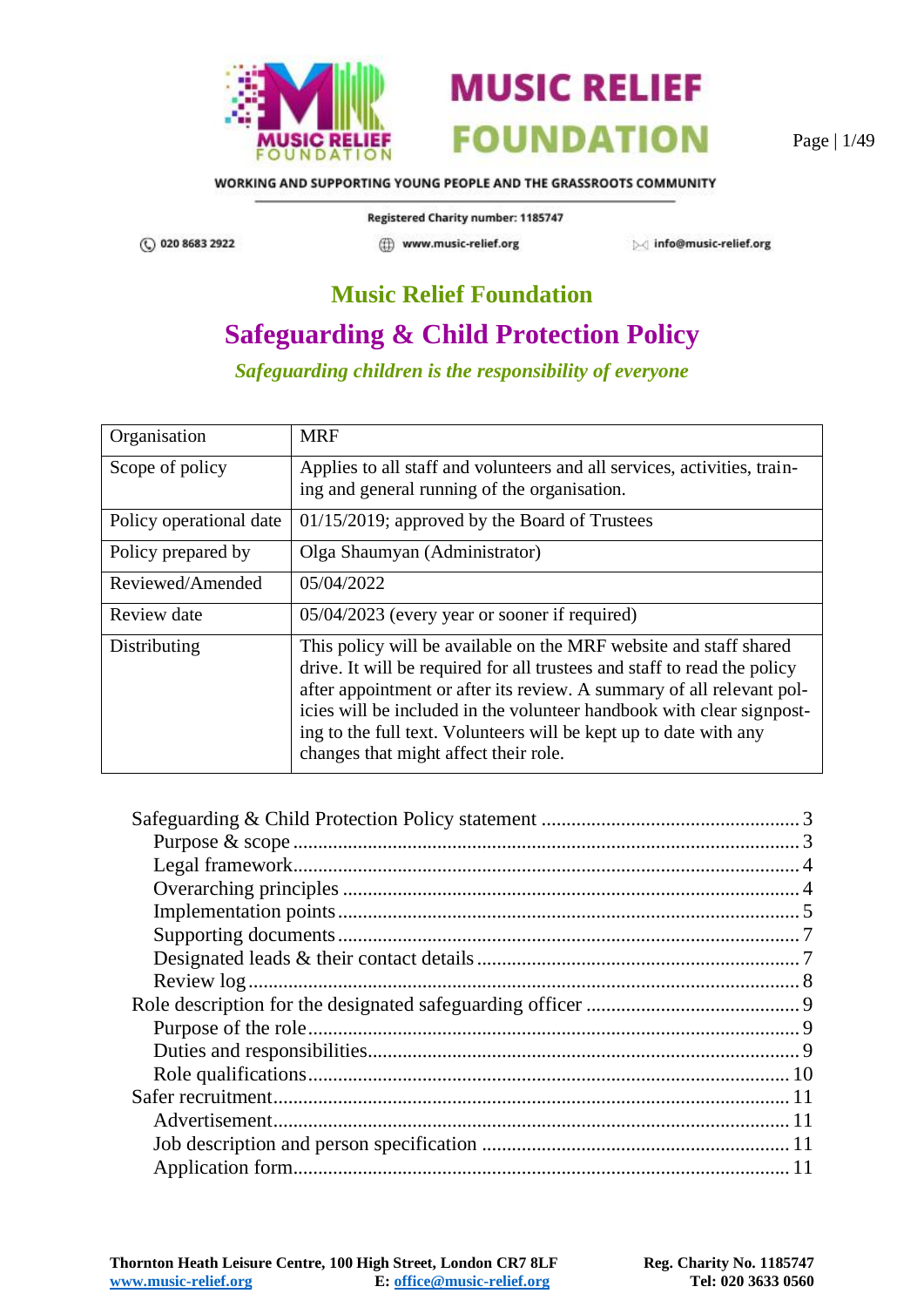MUSIC RELIEF FOUNDATION

WORKING AND SUPPORTING YOUNG PEOPLE AND THE GRASSROOTS COMMUNITY

Registered Charity number: 1185747

020 8683 2922 www.music-relief.org info@music-relief.org

# Music Relief Foundation

# Safeguarding & Child Protection Policy

*Safeguarding children is the responsibility of everyone*

| Organisation | MRF |
|---|---|
| Scope of policy | Applies to all staff and volunteers and all services, activities, training and general running of the organisation. |
| Policy operational date | 01/15/2019; approved by the Board of Trustees |
| Policy prepared by | Olga Shaumyan (Administrator) |
| Reviewed/Amended | 05/04/2022 |
| Review date | 05/04/2023 (every year or sooner if required) |
| Distributing | This policy will be available on the MRF website and staff shared drive. It will be required for all trustees and staff to read the policy after appointment or after its review. A summary of all relevant policies will be included in the volunteer handbook with clear signposting to the full text. Volunteers will be kept up to date with any changes that might affect their role. |

- Safeguarding & Child Protection Policy statement ..... 3
  - Purpose & scope ..... 3
  - Legal framework ..... 4
  - Overarching principles ..... 4
  - Implementation points ..... 5
  - Supporting documents ..... 7
  - Designated leads & their contact details ..... 7
  - Review log ..... 8
- Role description for the designated safeguarding officer ..... 9
  - Purpose of the role ..... 9
  - Duties and responsibilities ..... 9
  - Role qualifications ..... 10
- Safer recruitment ..... 11
  - Advertisement ..... 11
  - Job description and person specification ..... 11
  - Application form ..... 11

**Thornton Heath Leisure Centre, 100 High Street, London CR7 8LF** **Reg. Charity No. 1185747**
www.music-relief.org **E:** office@music-relief.org **Tel: 020 3633 0560**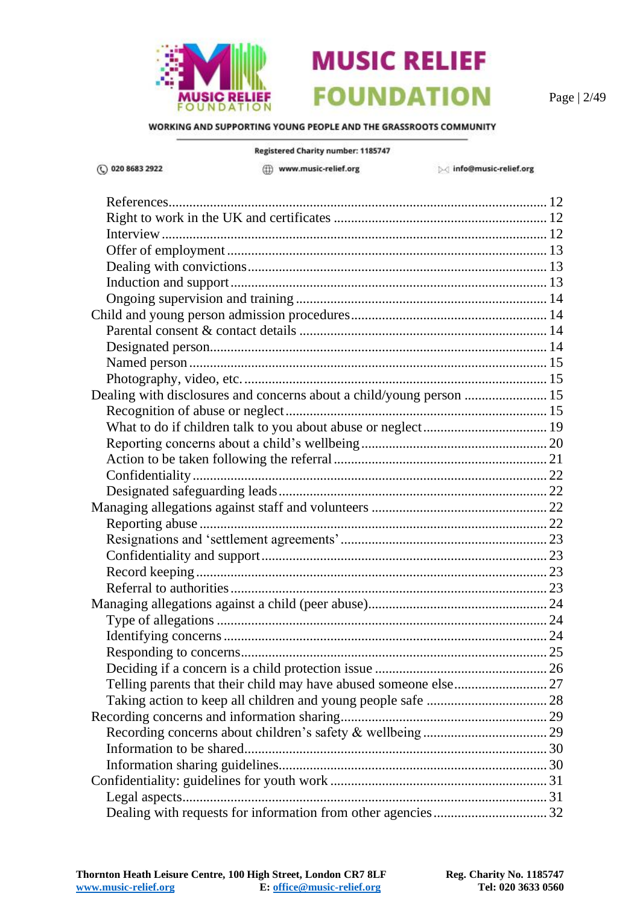- References ... 12
- Right to work in the UK and certificates ... 12
- Interview ... 12
- Offer of employment ... 13
- Dealing with convictions ... 13
- Induction and support ... 13
- Ongoing supervision and training ... 14

Child and young person admission procedures ... 14

- Parental consent & contact details ... 14
- Designated person ... 14
- Named person ... 15
- Photography, video, etc. ... 15

Dealing with disclosures and concerns about a child/young person ... 15

- Recognition of abuse or neglect ... 15
- What to do if children talk to you about abuse or neglect ... 19
- Reporting concerns about a child's wellbeing ... 20
- Action to be taken following the referral ... 21
- Confidentiality ... 22
- Designated safeguarding leads ... 22

Managing allegations against staff and volunteers ... 22

- Reporting abuse ... 22
- Resignations and 'settlement agreements' ... 23
- Confidentiality and support ... 23
- Record keeping ... 23
- Referral to authorities ... 23

Managing allegations against a child (peer abuse) ... 24

- Type of allegations ... 24
- Identifying concerns ... 24
- Responding to concerns ... 25
- Deciding if a concern is a child protection issue ... 26
- Telling parents that their child may have abused someone else ... 27
- Taking action to keep all children and young people safe ... 28

Recording concerns and information sharing ... 29

- Recording concerns about children's safety & wellbeing ... 29
- Information to be shared ... 30
- Information sharing guidelines ... 30

Confidentiality: guidelines for youth work ... 31

- Legal aspects ... 31
- Dealing with requests for information from other agencies ... 32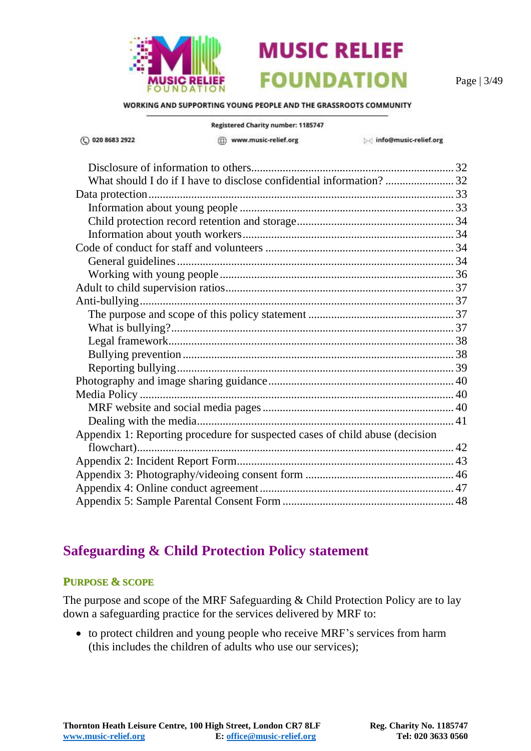Disclosure of information to others ..... 32
What should I do if I have to disclose confidential information? ..... 32
Data protection ..... 33
Information about young people ..... 33
Child protection record retention and storage ..... 34
Information about youth workers ..... 34
Code of conduct for staff and volunteers ..... 34
General guidelines ..... 34
Working with young people ..... 36
Adult to child supervision ratios ..... 37
Anti-bullying ..... 37
The purpose and scope of this policy statement ..... 37
What is bullying? ..... 37
Legal framework ..... 38
Bullying prevention ..... 38
Reporting bullying ..... 39
Photography and image sharing guidance ..... 40
Media Policy ..... 40
MRF website and social media pages ..... 40
Dealing with the media ..... 41
Appendix 1: Reporting procedure for suspected cases of child abuse (decision flowchart) ..... 42
Appendix 2: Incident Report Form ..... 43
Appendix 3: Photography/videoing consent form ..... 46
Appendix 4: Online conduct agreement ..... 47
Appendix 5: Sample Parental Consent Form ..... 48

## Safeguarding & Child Protection Policy statement

### Purpose & scope

The purpose and scope of the MRF Safeguarding & Child Protection Policy are to lay down a safeguarding practice for the services delivered by MRF to:

- to protect children and young people who receive MRF's services from harm (this includes the children of adults who use our services);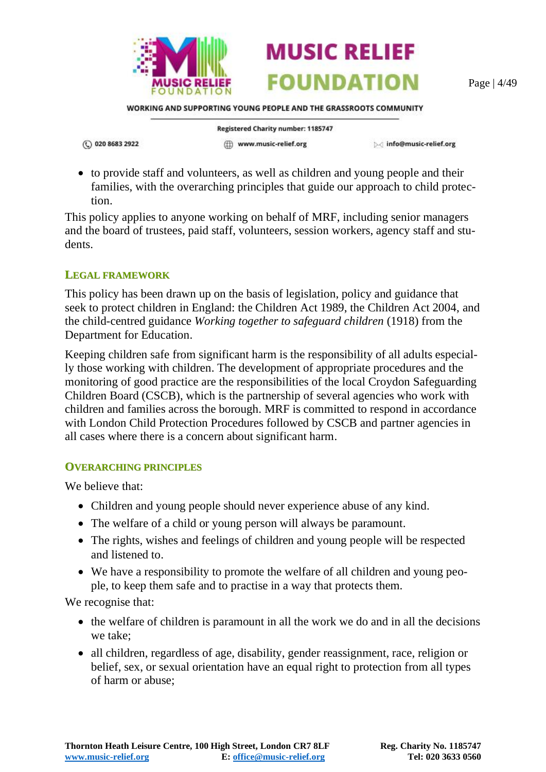- to provide staff and volunteers, as well as children and young people and their families, with the overarching principles that guide our approach to child protection.

This policy applies to anyone working on behalf of MRF, including senior managers and the board of trustees, paid staff, volunteers, session workers, agency staff and students.

### Legal Framework

This policy has been drawn up on the basis of legislation, policy and guidance that seek to protect children in England: the Children Act 1989, the Children Act 2004, and the child-centred guidance *Working together to safeguard children* (1918) from the Department for Education.

Keeping children safe from significant harm is the responsibility of all adults especially those working with children. The development of appropriate procedures and the monitoring of good practice are the responsibilities of the local Croydon Safeguarding Children Board (CSCB), which is the partnership of several agencies who work with children and families across the borough. MRF is committed to respond in accordance with London Child Protection Procedures followed by CSCB and partner agencies in all cases where there is a concern about significant harm.

### Overarching Principles

We believe that:

- Children and young people should never experience abuse of any kind.
- The welfare of a child or young person will always be paramount.
- The rights, wishes and feelings of children and young people will be respected and listened to.
- We have a responsibility to promote the welfare of all children and young people, to keep them safe and to practise in a way that protects them.

We recognise that:

- the welfare of children is paramount in all the work we do and in all the decisions we take;
- all children, regardless of age, disability, gender reassignment, race, religion or belief, sex, or sexual orientation have an equal right to protection from all types of harm or abuse;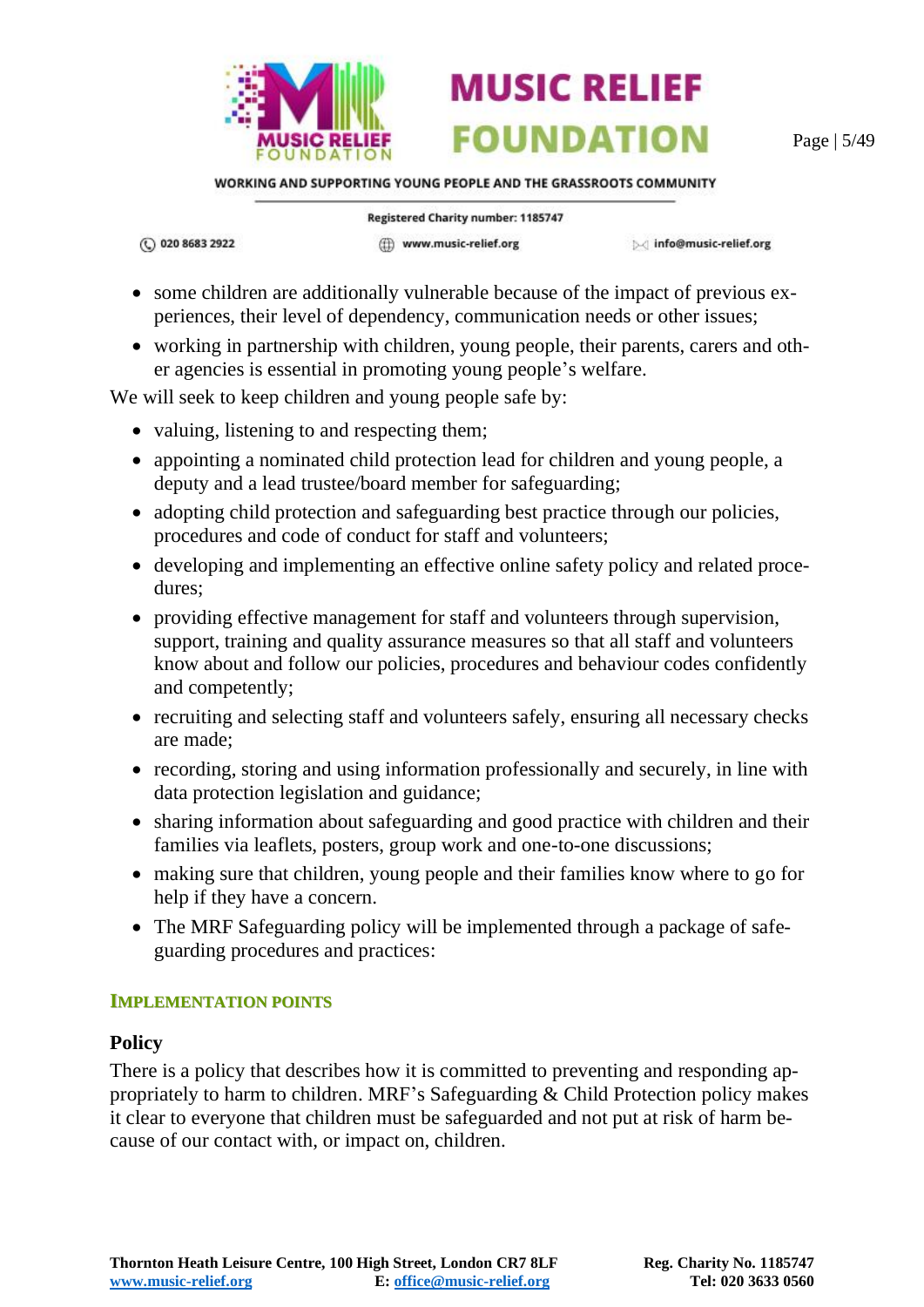- some children are additionally vulnerable because of the impact of previous experiences, their level of dependency, communication needs or other issues;
- working in partnership with children, young people, their parents, carers and other agencies is essential in promoting young people's welfare.

We will seek to keep children and young people safe by:

- valuing, listening to and respecting them;
- appointing a nominated child protection lead for children and young people, a deputy and a lead trustee/board member for safeguarding;
- adopting child protection and safeguarding best practice through our policies, procedures and code of conduct for staff and volunteers;
- developing and implementing an effective online safety policy and related procedures;
- providing effective management for staff and volunteers through supervision, support, training and quality assurance measures so that all staff and volunteers know about and follow our policies, procedures and behaviour codes confidently and competently;
- recruiting and selecting staff and volunteers safely, ensuring all necessary checks are made;
- recording, storing and using information professionally and securely, in line with data protection legislation and guidance;
- sharing information about safeguarding and good practice with children and their families via leaflets, posters, group work and one-to-one discussions;
- making sure that children, young people and their families know where to go for help if they have a concern.
- The MRF Safeguarding policy will be implemented through a package of safeguarding procedures and practices:

## IMPLEMENTATION POINTS

### Policy

There is a policy that describes how it is committed to preventing and responding appropriately to harm to children. MRF's Safeguarding & Child Protection policy makes it clear to everyone that children must be safeguarded and not put at risk of harm because of our contact with, or impact on, children.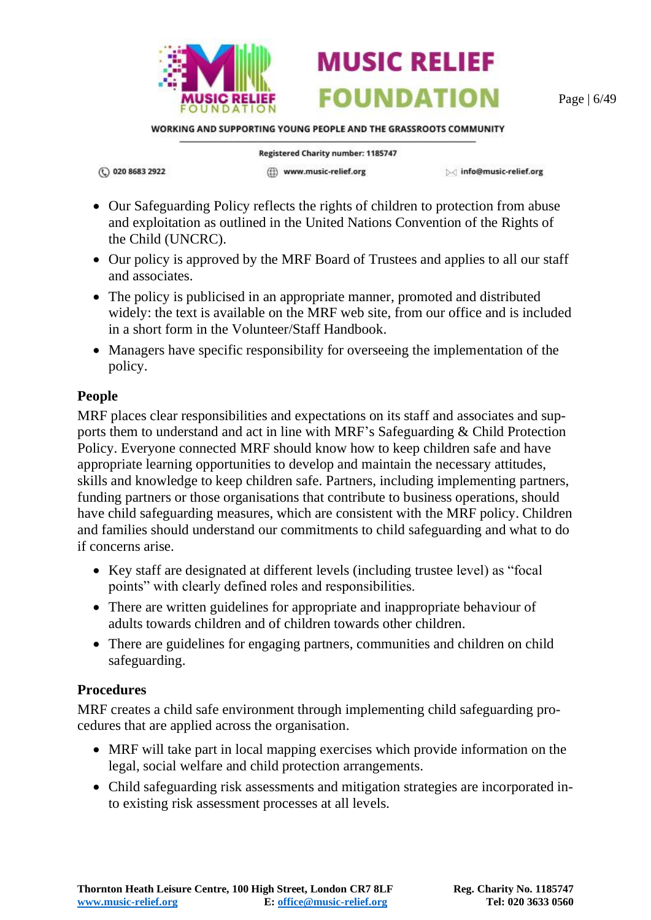- Our Safeguarding Policy reflects the rights of children to protection from abuse and exploitation as outlined in the United Nations Convention of the Rights of the Child (UNCRC).
- Our policy is approved by the MRF Board of Trustees and applies to all our staff and associates.
- The policy is publicised in an appropriate manner, promoted and distributed widely: the text is available on the MRF web site, from our office and is included in a short form in the Volunteer/Staff Handbook.
- Managers have specific responsibility for overseeing the implementation of the policy.

**People**

MRF places clear responsibilities and expectations on its staff and associates and supports them to understand and act in line with MRF's Safeguarding & Child Protection Policy. Everyone connected MRF should know how to keep children safe and have appropriate learning opportunities to develop and maintain the necessary attitudes, skills and knowledge to keep children safe. Partners, including implementing partners, funding partners or those organisations that contribute to business operations, should have child safeguarding measures, which are consistent with the MRF policy. Children and families should understand our commitments to child safeguarding and what to do if concerns arise.

- Key staff are designated at different levels (including trustee level) as "focal points" with clearly defined roles and responsibilities.
- There are written guidelines for appropriate and inappropriate behaviour of adults towards children and of children towards other children.
- There are guidelines for engaging partners, communities and children on child safeguarding.

**Procedures**

MRF creates a child safe environment through implementing child safeguarding procedures that are applied across the organisation.

- MRF will take part in local mapping exercises which provide information on the legal, social welfare and child protection arrangements.
- Child safeguarding risk assessments and mitigation strategies are incorporated into existing risk assessment processes at all levels.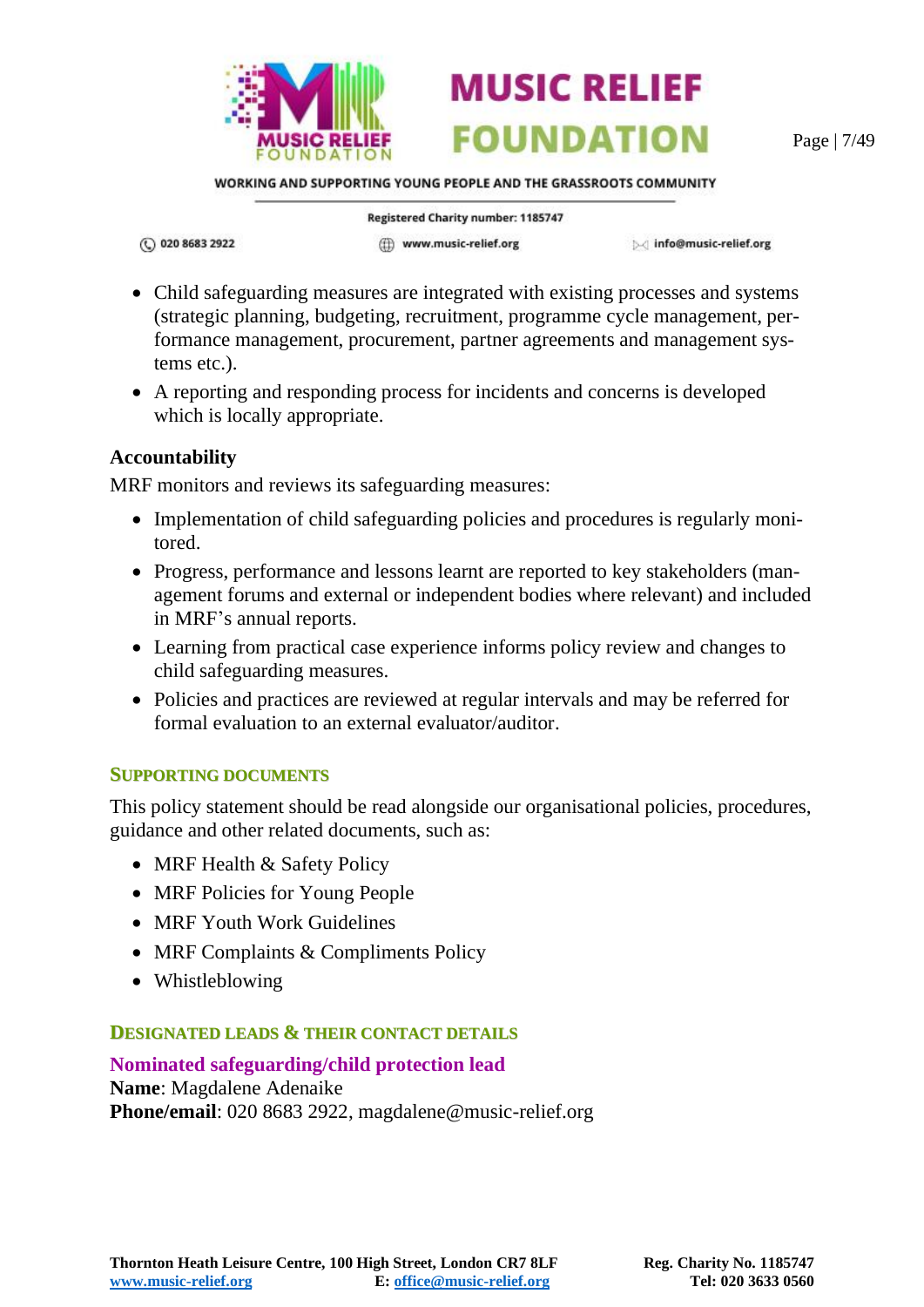- Child safeguarding measures are integrated with existing processes and systems (strategic planning, budgeting, recruitment, programme cycle management, performance management, procurement, partner agreements and management systems etc.).
- A reporting and responding process for incidents and concerns is developed which is locally appropriate.

**Accountability**

MRF monitors and reviews its safeguarding measures:

- Implementation of child safeguarding policies and procedures is regularly monitored.
- Progress, performance and lessons learnt are reported to key stakeholders (management forums and external or independent bodies where relevant) and included in MRF's annual reports.
- Learning from practical case experience informs policy review and changes to child safeguarding measures.
- Policies and practices are reviewed at regular intervals and may be referred for formal evaluation to an external evaluator/auditor.

## Supporting documents

This policy statement should be read alongside our organisational policies, procedures, guidance and other related documents, such as:

- MRF Health & Safety Policy
- MRF Policies for Young People
- MRF Youth Work Guidelines
- MRF Complaints & Compliments Policy
- Whistleblowing

## Designated leads & their contact details

### Nominated safeguarding/child protection lead

**Name**: Magdalene Adenaike
**Phone/email**: 020 8683 2922, magdalene@music-relief.org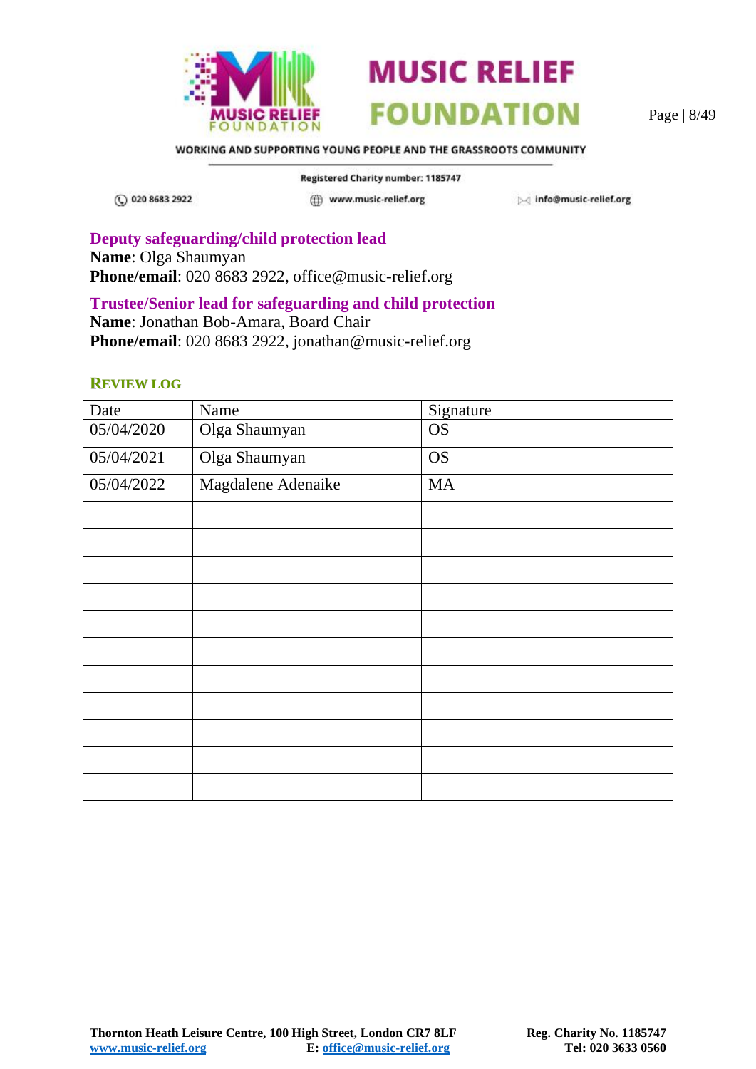**Deputy safeguarding/child protection lead**
**Name**: Olga Shaumyan
**Phone/email**: 020 8683 2922, office@music-relief.org

**Trustee/Senior lead for safeguarding and child protection**
**Name**: Jonathan Bob-Amara, Board Chair
**Phone/email**: 020 8683 2922, jonathan@music-relief.org

### REVIEW LOG

| Date | Name | Signature |
|---|---|---|
| 05/04/2020 | Olga Shaumyan | OS |
| 05/04/2021 | Olga Shaumyan | OS |
| 05/04/2022 | Magdalene Adenaike | MA |
| | | |
| | | |
| | | |
| | | |
| | | |
| | | |
| | | |
| | | |
| | | |
| | | |
| | | |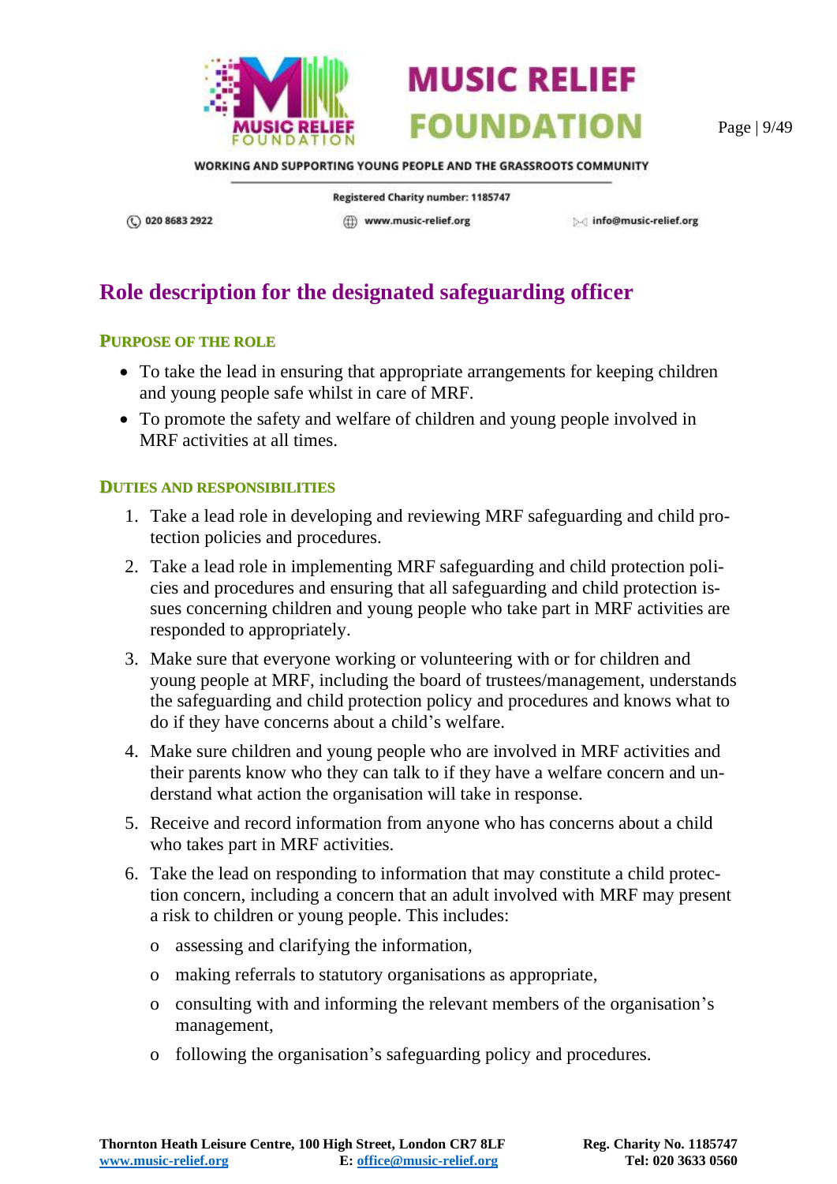# Role description for the designated safeguarding officer

## Purpose of the role

- To take the lead in ensuring that appropriate arrangements for keeping children and young people safe whilst in care of MRF.
- To promote the safety and welfare of children and young people involved in MRF activities at all times.

## Duties and responsibilities

1. Take a lead role in developing and reviewing MRF safeguarding and child protection policies and procedures.
2. Take a lead role in implementing MRF safeguarding and child protection policies and procedures and ensuring that all safeguarding and child protection issues concerning children and young people who take part in MRF activities are responded to appropriately.
3. Make sure that everyone working or volunteering with or for children and young people at MRF, including the board of trustees/management, understands the safeguarding and child protection policy and procedures and knows what to do if they have concerns about a child's welfare.
4. Make sure children and young people who are involved in MRF activities and their parents know who they can talk to if they have a welfare concern and understand what action the organisation will take in response.
5. Receive and record information from anyone who has concerns about a child who takes part in MRF activities.
6. Take the lead on responding to information that may constitute a child protection concern, including a concern that an adult involved with MRF may present a risk to children or young people. This includes:
   - assessing and clarifying the information,
   - making referrals to statutory organisations as appropriate,
   - consulting with and informing the relevant members of the organisation's management,
   - following the organisation's safeguarding policy and procedures.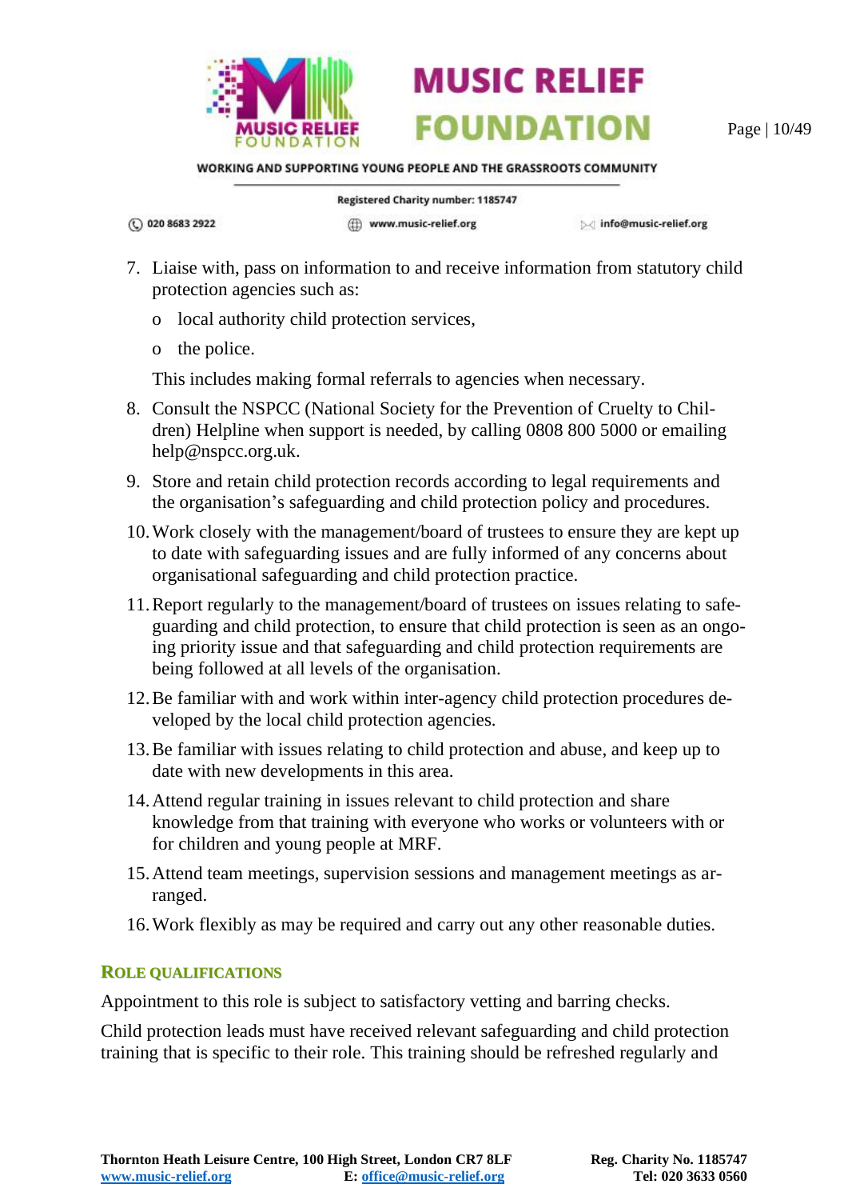7. Liaise with, pass on information to and receive information from statutory child protection agencies such as:
   - local authority child protection services,
   - the police.

   This includes making formal referrals to agencies when necessary.
8. Consult the NSPCC (National Society for the Prevention of Cruelty to Children) Helpline when support is needed, by calling 0808 800 5000 or emailing help@nspcc.org.uk.
9. Store and retain child protection records according to legal requirements and the organisation's safeguarding and child protection policy and procedures.
10. Work closely with the management/board of trustees to ensure they are kept up to date with safeguarding issues and are fully informed of any concerns about organisational safeguarding and child protection practice.
11. Report regularly to the management/board of trustees on issues relating to safeguarding and child protection, to ensure that child protection is seen as an ongoing priority issue and that safeguarding and child protection requirements are being followed at all levels of the organisation.
12. Be familiar with and work within inter-agency child protection procedures developed by the local child protection agencies.
13. Be familiar with issues relating to child protection and abuse, and keep up to date with new developments in this area.
14. Attend regular training in issues relevant to child protection and share knowledge from that training with everyone who works or volunteers with or for children and young people at MRF.
15. Attend team meetings, supervision sessions and management meetings as arranged.
16. Work flexibly as may be required and carry out any other reasonable duties.

## Role Qualifications

Appointment to this role is subject to satisfactory vetting and barring checks.

Child protection leads must have received relevant safeguarding and child protection training that is specific to their role. This training should be refreshed regularly and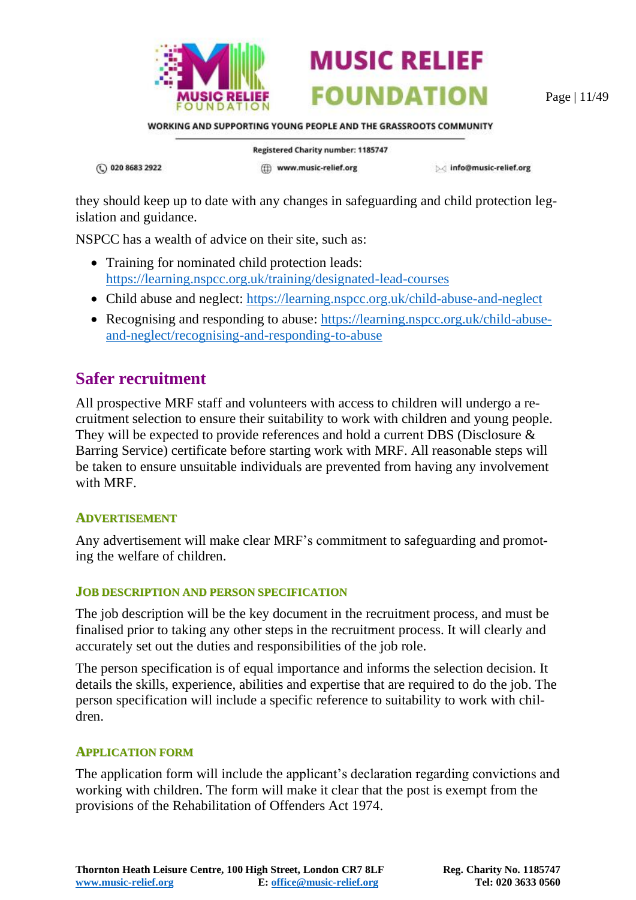they should keep up to date with any changes in safeguarding and child protection legislation and guidance.

NSPCC has a wealth of advice on their site, such as:

- Training for nominated child protection leads: [https://learning.nspcc.org.uk/training/designated-lead-courses](https://learning.nspcc.org.uk/training/designated-lead-courses)
- Child abuse and neglect: [https://learning.nspcc.org.uk/child-abuse-and-neglect](https://learning.nspcc.org.uk/child-abuse-and-neglect)
- Recognising and responding to abuse: [https://learning.nspcc.org.uk/child-abuse-and-neglect/recognising-and-responding-to-abuse](https://learning.nspcc.org.uk/child-abuse-and-neglect/recognising-and-responding-to-abuse)

## Safer recruitment

All prospective MRF staff and volunteers with access to children will undergo a recruitment selection to ensure their suitability to work with children and young people. They will be expected to provide references and hold a current DBS (Disclosure & Barring Service) certificate before starting work with MRF. All reasonable steps will be taken to ensure unsuitable individuals are prevented from having any involvement with MRF.

### Advertisement

Any advertisement will make clear MRF's commitment to safeguarding and promoting the welfare of children.

### Job description and person specification

The job description will be the key document in the recruitment process, and must be finalised prior to taking any other steps in the recruitment process. It will clearly and accurately set out the duties and responsibilities of the job role.

The person specification is of equal importance and informs the selection decision. It details the skills, experience, abilities and expertise that are required to do the job. The person specification will include a specific reference to suitability to work with children.

### Application form

The application form will include the applicant's declaration regarding convictions and working with children. The form will make it clear that the post is exempt from the provisions of the Rehabilitation of Offenders Act 1974.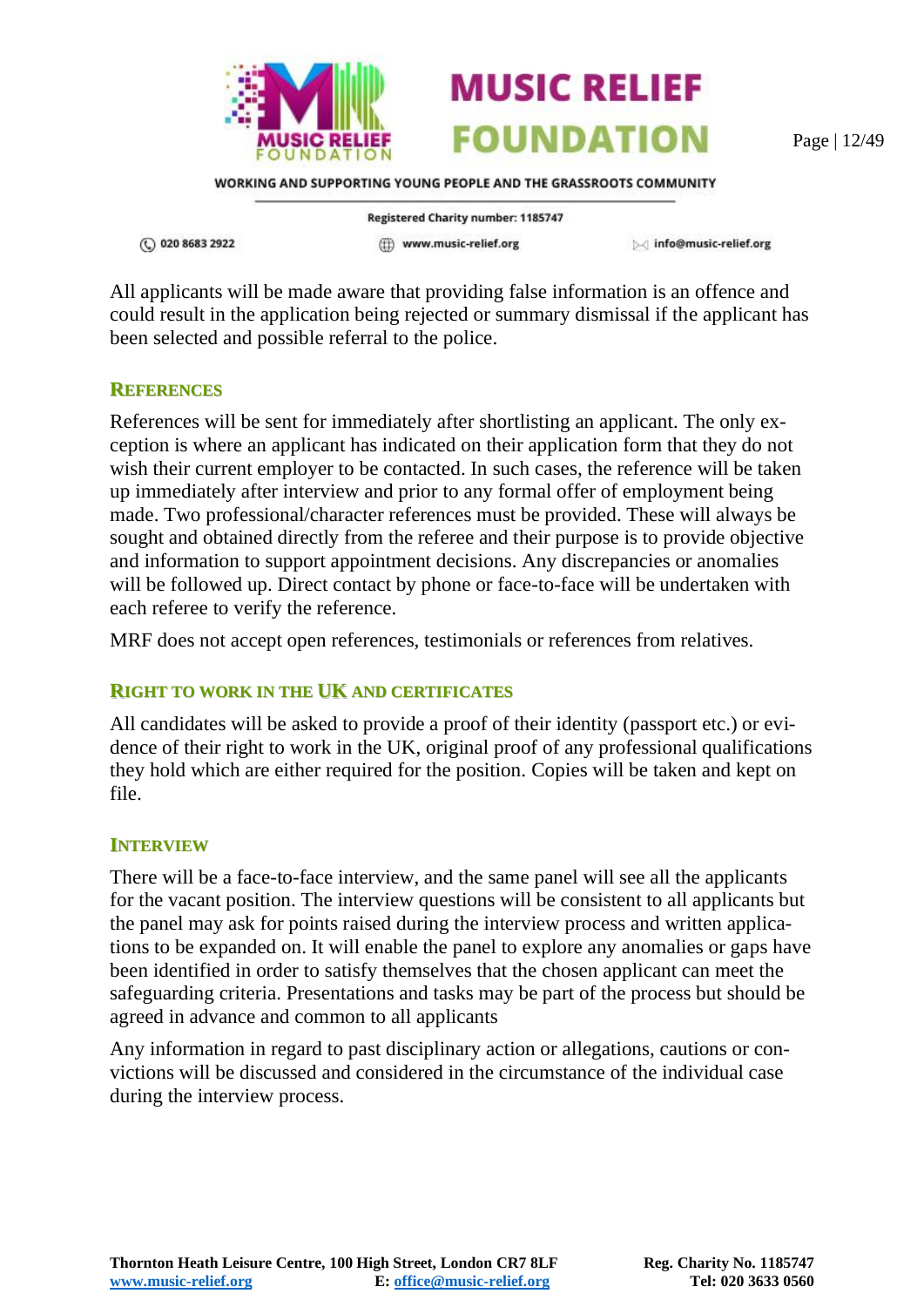All applicants will be made aware that providing false information is an offence and could result in the application being rejected or summary dismissal if the applicant has been selected and possible referral to the police.

### References

References will be sent for immediately after shortlisting an applicant. The only exception is where an applicant has indicated on their application form that they do not wish their current employer to be contacted. In such cases, the reference will be taken up immediately after interview and prior to any formal offer of employment being made. Two professional/character references must be provided. These will always be sought and obtained directly from the referee and their purpose is to provide objective and information to support appointment decisions. Any discrepancies or anomalies will be followed up. Direct contact by phone or face-to-face will be undertaken with each referee to verify the reference.

MRF does not accept open references, testimonials or references from relatives.

### Right to work in the UK and certificates

All candidates will be asked to provide a proof of their identity (passport etc.) or evidence of their right to work in the UK, original proof of any professional qualifications they hold which are either required for the position. Copies will be taken and kept on file.

### Interview

There will be a face-to-face interview, and the same panel will see all the applicants for the vacant position. The interview questions will be consistent to all applicants but the panel may ask for points raised during the interview process and written applications to be expanded on. It will enable the panel to explore any anomalies or gaps have been identified in order to satisfy themselves that the chosen applicant can meet the safeguarding criteria. Presentations and tasks may be part of the process but should be agreed in advance and common to all applicants

Any information in regard to past disciplinary action or allegations, cautions or convictions will be discussed and considered in the circumstance of the individual case during the interview process.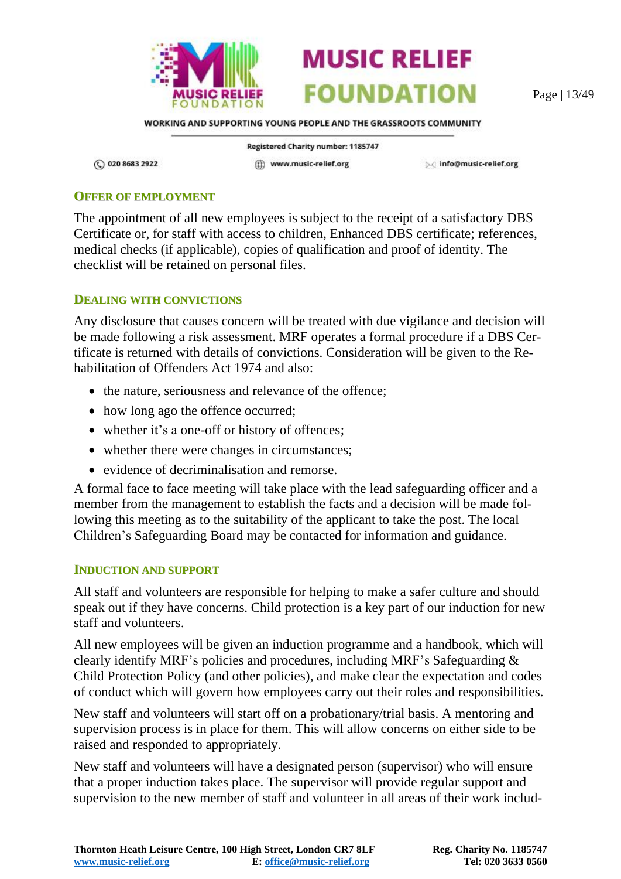## Offer of Employment

The appointment of all new employees is subject to the receipt of a satisfactory DBS Certificate or, for staff with access to children, Enhanced DBS certificate; references, medical checks (if applicable), copies of qualification and proof of identity. The checklist will be retained on personal files.

## Dealing with Convictions

Any disclosure that causes concern will be treated with due vigilance and decision will be made following a risk assessment. MRF operates a formal procedure if a DBS Certificate is returned with details of convictions. Consideration will be given to the Rehabilitation of Offenders Act 1974 and also:

- the nature, seriousness and relevance of the offence;
- how long ago the offence occurred;
- whether it's a one-off or history of offences;
- whether there were changes in circumstances;
- evidence of decriminalisation and remorse.

A formal face to face meeting will take place with the lead safeguarding officer and a member from the management to establish the facts and a decision will be made following this meeting as to the suitability of the applicant to take the post. The local Children's Safeguarding Board may be contacted for information and guidance.

## Induction and Support

All staff and volunteers are responsible for helping to make a safer culture and should speak out if they have concerns. Child protection is a key part of our induction for new staff and volunteers.

All new employees will be given an induction programme and a handbook, which will clearly identify MRF's policies and procedures, including MRF's Safeguarding & Child Protection Policy (and other policies), and make clear the expectation and codes of conduct which will govern how employees carry out their roles and responsibilities.

New staff and volunteers will start off on a probationary/trial basis. A mentoring and supervision process is in place for them. This will allow concerns on either side to be raised and responded to appropriately.

New staff and volunteers will have a designated person (supervisor) who will ensure that a proper induction takes place. The supervisor will provide regular support and supervision to the new member of staff and volunteer in all areas of their work includ-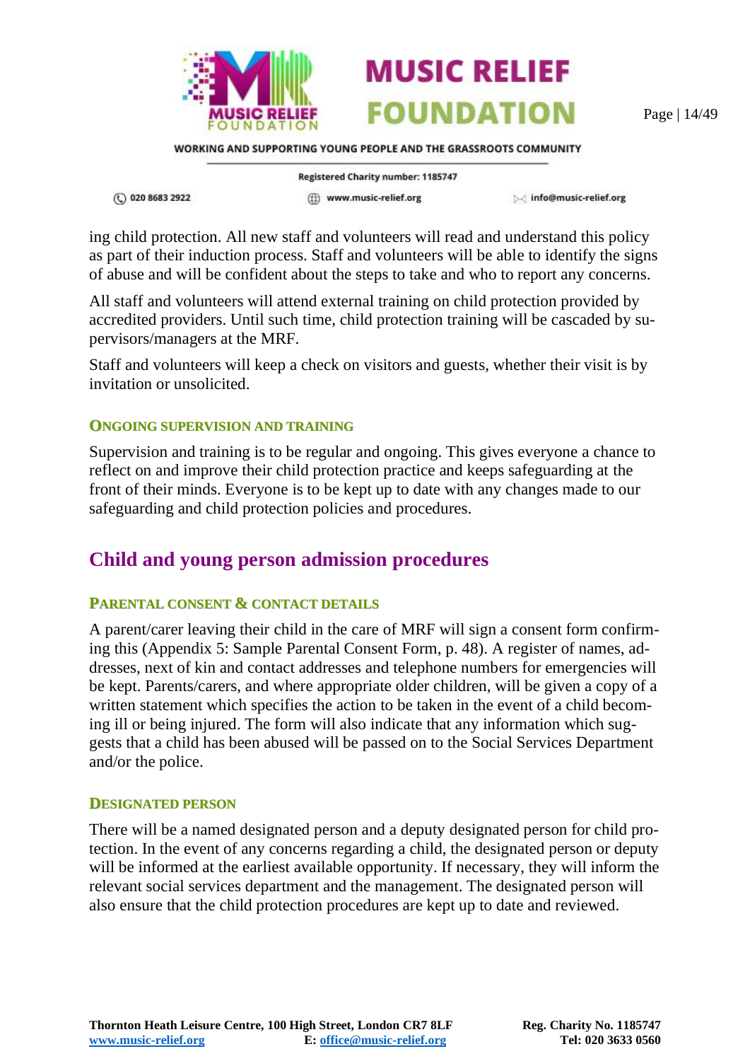ing child protection. All new staff and volunteers will read and understand this policy as part of their induction process. Staff and volunteers will be able to identify the signs of abuse and will be confident about the steps to take and who to report any concerns.

All staff and volunteers will attend external training on child protection provided by accredited providers. Until such time, child protection training will be cascaded by supervisors/managers at the MRF.

Staff and volunteers will keep a check on visitors and guests, whether their visit is by invitation or unsolicited.

### Ongoing supervision and training

Supervision and training is to be regular and ongoing. This gives everyone a chance to reflect on and improve their child protection practice and keeps safeguarding at the front of their minds. Everyone is to be kept up to date with any changes made to our safeguarding and child protection policies and procedures.

## Child and young person admission procedures

### Parental consent & contact details

A parent/carer leaving their child in the care of MRF will sign a consent form confirming this (Appendix 5: Sample Parental Consent Form, p. 48). A register of names, addresses, next of kin and contact addresses and telephone numbers for emergencies will be kept. Parents/carers, and where appropriate older children, will be given a copy of a written statement which specifies the action to be taken in the event of a child becoming ill or being injured. The form will also indicate that any information which suggests that a child has been abused will be passed on to the Social Services Department and/or the police.

### Designated person

There will be a named designated person and a deputy designated person for child protection. In the event of any concerns regarding a child, the designated person or deputy will be informed at the earliest available opportunity. If necessary, they will inform the relevant social services department and the management. The designated person will also ensure that the child protection procedures are kept up to date and reviewed.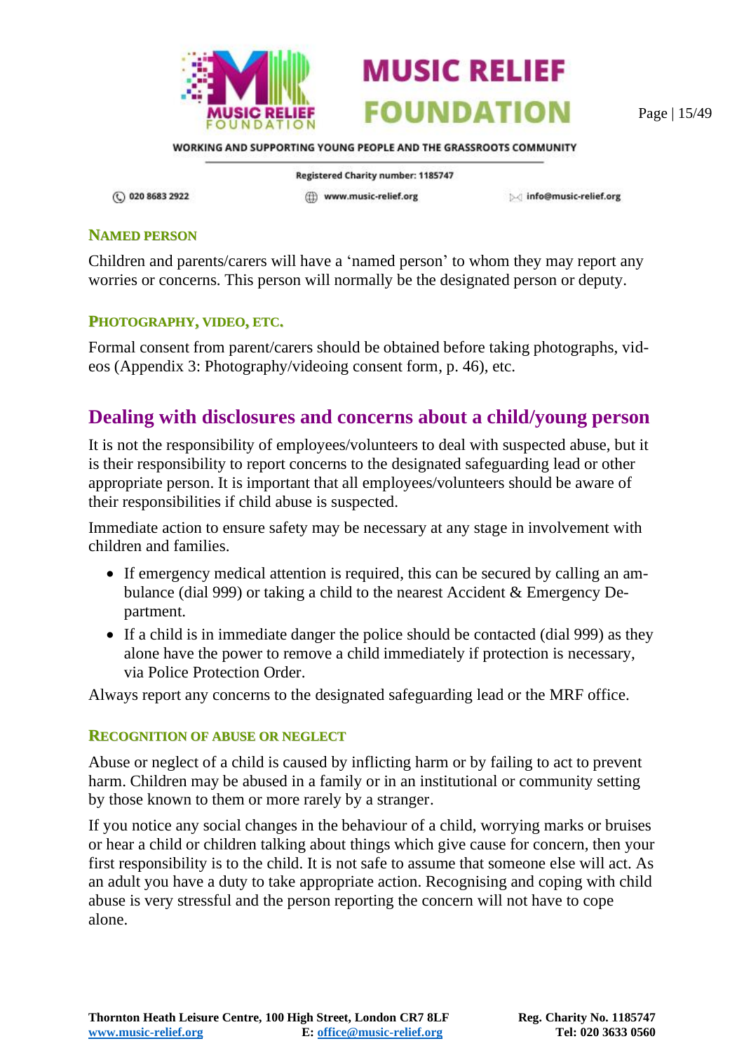### Named Person

Children and parents/carers will have a 'named person' to whom they may report any worries or concerns. This person will normally be the designated person or deputy.

### Photography, Video, etc.

Formal consent from parent/carers should be obtained before taking photographs, videos (Appendix 3: Photography/videoing consent form, p. 46), etc.

## Dealing with disclosures and concerns about a child/young person

It is not the responsibility of employees/volunteers to deal with suspected abuse, but it is their responsibility to report concerns to the designated safeguarding lead or other appropriate person. It is important that all employees/volunteers should be aware of their responsibilities if child abuse is suspected.

Immediate action to ensure safety may be necessary at any stage in involvement with children and families.

- If emergency medical attention is required, this can be secured by calling an ambulance (dial 999) or taking a child to the nearest Accident & Emergency Department.
- If a child is in immediate danger the police should be contacted (dial 999) as they alone have the power to remove a child immediately if protection is necessary, via Police Protection Order.

Always report any concerns to the designated safeguarding lead or the MRF office.

### Recognition of Abuse or Neglect

Abuse or neglect of a child is caused by inflicting harm or by failing to act to prevent harm. Children may be abused in a family or in an institutional or community setting by those known to them or more rarely by a stranger.

If you notice any social changes in the behaviour of a child, worrying marks or bruises or hear a child or children talking about things which give cause for concern, then your first responsibility is to the child. It is not safe to assume that someone else will act. As an adult you have a duty to take appropriate action. Recognising and coping with child abuse is very stressful and the person reporting the concern will not have to cope alone.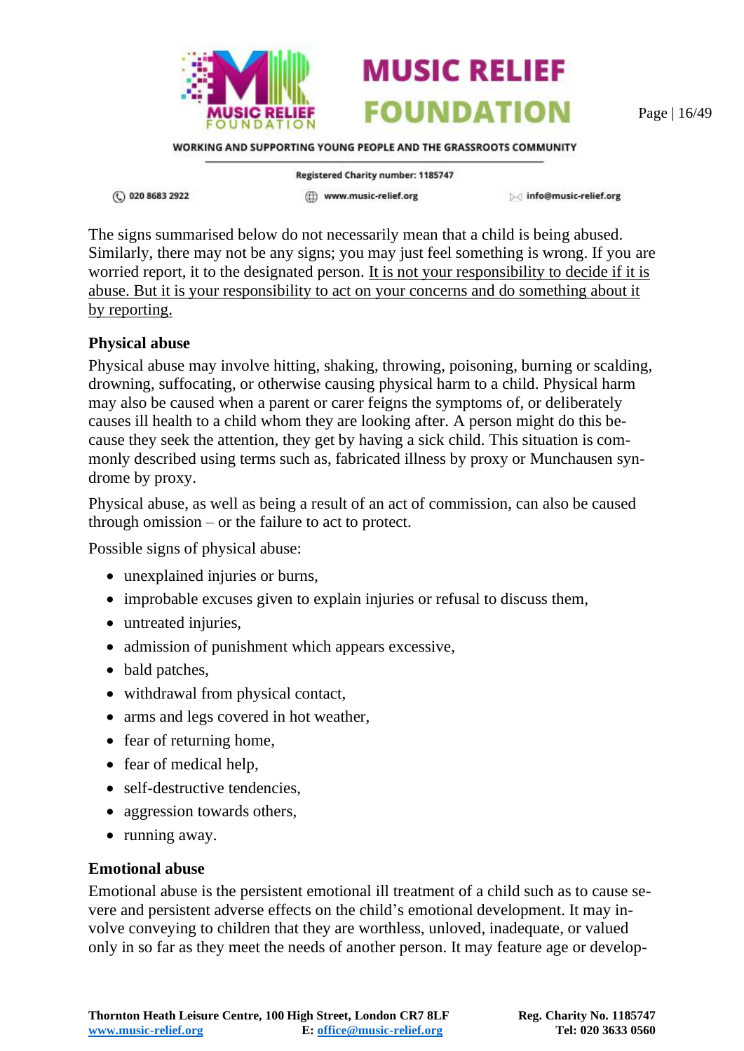The signs summarised below do not necessarily mean that a child is being abused. Similarly, there may not be any signs; you may just feel something is wrong. If you are worried report, it to the designated person. It is not your responsibility to decide if it is abuse. But it is your responsibility to act on your concerns and do something about it by reporting.

**Physical abuse**

Physical abuse may involve hitting, shaking, throwing, poisoning, burning or scalding, drowning, suffocating, or otherwise causing physical harm to a child. Physical harm may also be caused when a parent or carer feigns the symptoms of, or deliberately causes ill health to a child whom they are looking after. A person might do this because they seek the attention, they get by having a sick child. This situation is commonly described using terms such as, fabricated illness by proxy or Munchausen syndrome by proxy.

Physical abuse, as well as being a result of an act of commission, can also be caused through omission – or the failure to act to protect.

Possible signs of physical abuse:

- unexplained injuries or burns,
- improbable excuses given to explain injuries or refusal to discuss them,
- untreated injuries,
- admission of punishment which appears excessive,
- bald patches,
- withdrawal from physical contact,
- arms and legs covered in hot weather,
- fear of returning home,
- fear of medical help,
- self-destructive tendencies,
- aggression towards others,
- running away.

**Emotional abuse**

Emotional abuse is the persistent emotional ill treatment of a child such as to cause severe and persistent adverse effects on the child's emotional development. It may involve conveying to children that they are worthless, unloved, inadequate, or valued only in so far as they meet the needs of another person. It may feature age or develop-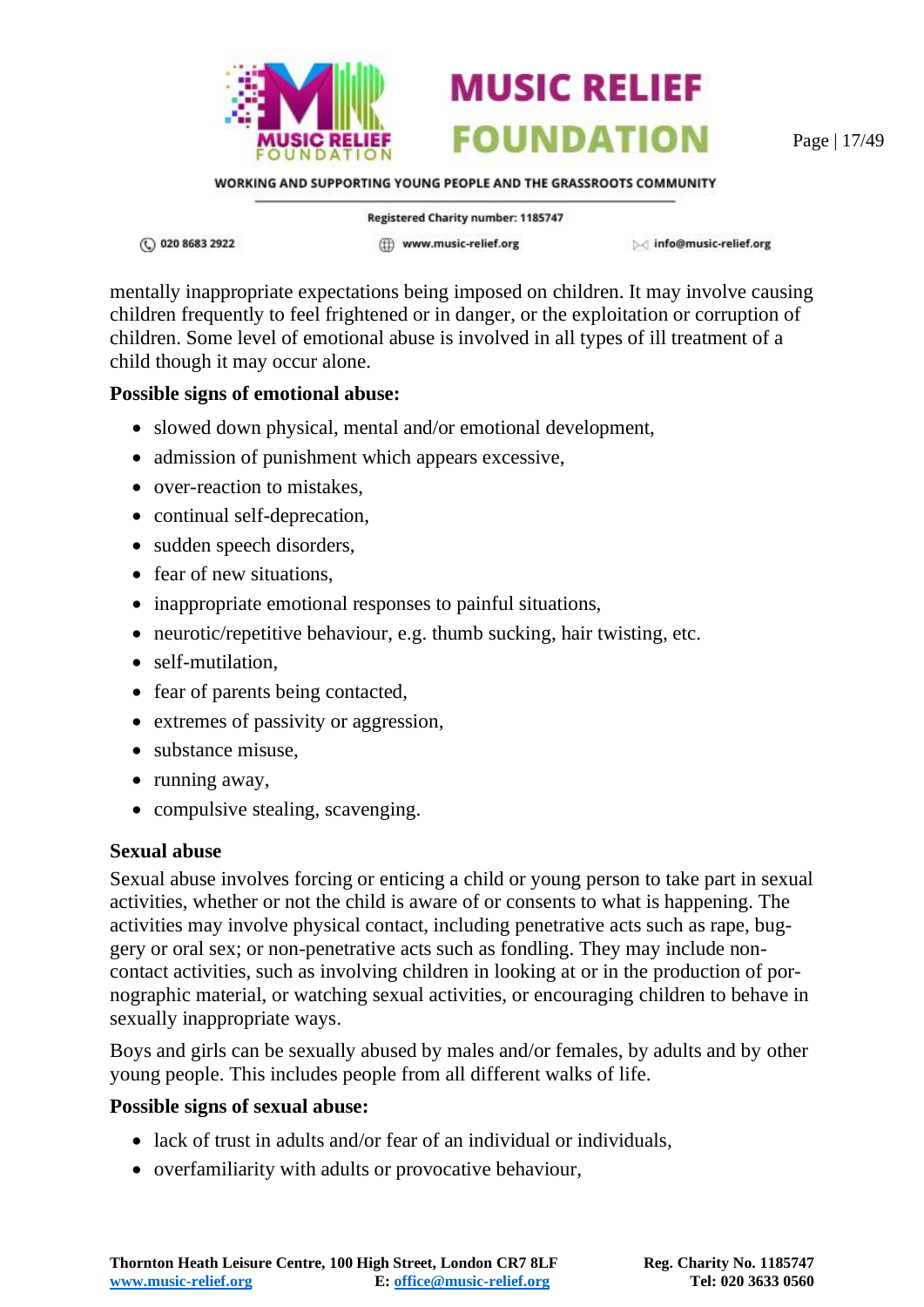mentally inappropriate expectations being imposed on children. It may involve causing children frequently to feel frightened or in danger, or the exploitation or corruption of children. Some level of emotional abuse is involved in all types of ill treatment of a child though it may occur alone.

**Possible signs of emotional abuse:**

- slowed down physical, mental and/or emotional development,
- admission of punishment which appears excessive,
- over-reaction to mistakes,
- continual self-deprecation,
- sudden speech disorders,
- fear of new situations,
- inappropriate emotional responses to painful situations,
- neurotic/repetitive behaviour, e.g. thumb sucking, hair twisting, etc.
- self-mutilation,
- fear of parents being contacted,
- extremes of passivity or aggression,
- substance misuse,
- running away,
- compulsive stealing, scavenging.

**Sexual abuse**

Sexual abuse involves forcing or enticing a child or young person to take part in sexual activities, whether or not the child is aware of or consents to what is happening. The activities may involve physical contact, including penetrative acts such as rape, buggery or oral sex; or non-penetrative acts such as fondling. They may include non-contact activities, such as involving children in looking at or in the production of pornographic material, or watching sexual activities, or encouraging children to behave in sexually inappropriate ways.

Boys and girls can be sexually abused by males and/or females, by adults and by other young people. This includes people from all different walks of life.

**Possible signs of sexual abuse:**

- lack of trust in adults and/or fear of an individual or individuals,
- overfamiliarity with adults or provocative behaviour,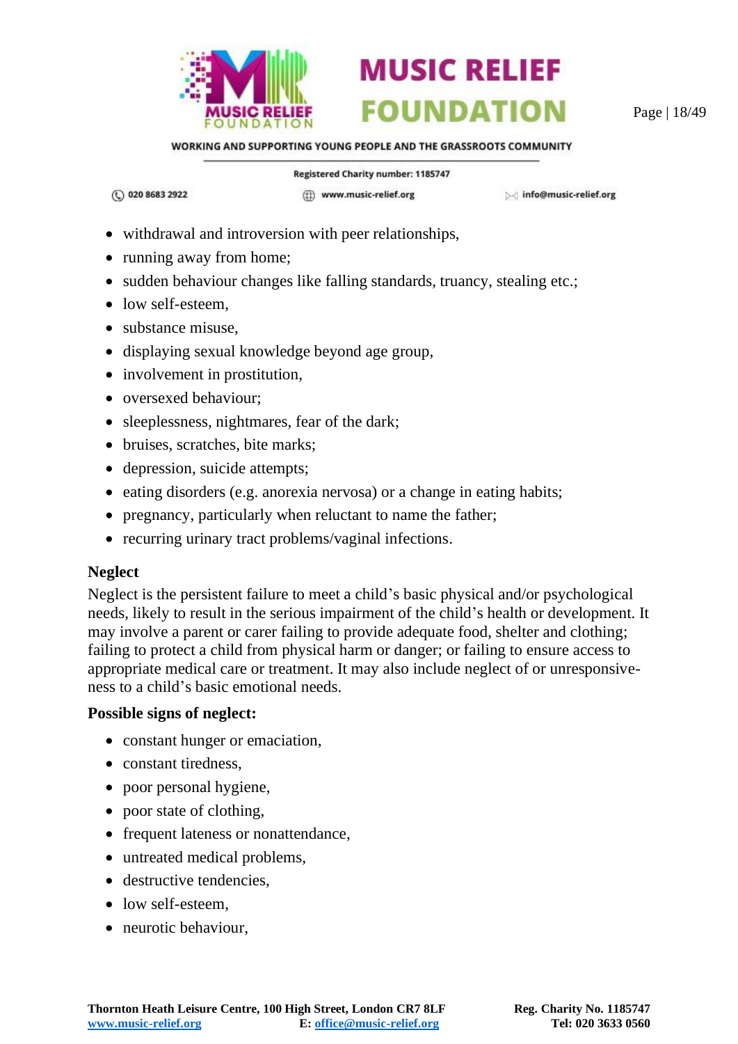- withdrawal and introversion with peer relationships,
- running away from home;
- sudden behaviour changes like falling standards, truancy, stealing etc.;
- low self-esteem,
- substance misuse,
- displaying sexual knowledge beyond age group,
- involvement in prostitution,
- oversexed behaviour;
- sleeplessness, nightmares, fear of the dark;
- bruises, scratches, bite marks;
- depression, suicide attempts;
- eating disorders (e.g. anorexia nervosa) or a change in eating habits;
- pregnancy, particularly when reluctant to name the father;
- recurring urinary tract problems/vaginal infections.

**Neglect**

Neglect is the persistent failure to meet a child's basic physical and/or psychological needs, likely to result in the serious impairment of the child's health or development. It may involve a parent or carer failing to provide adequate food, shelter and clothing; failing to protect a child from physical harm or danger; or failing to ensure access to appropriate medical care or treatment. It may also include neglect of or unresponsive-ness to a child's basic emotional needs.

**Possible signs of neglect:**

- constant hunger or emaciation,
- constant tiredness,
- poor personal hygiene,
- poor state of clothing,
- frequent lateness or nonattendance,
- untreated medical problems,
- destructive tendencies,
- low self-esteem,
- neurotic behaviour,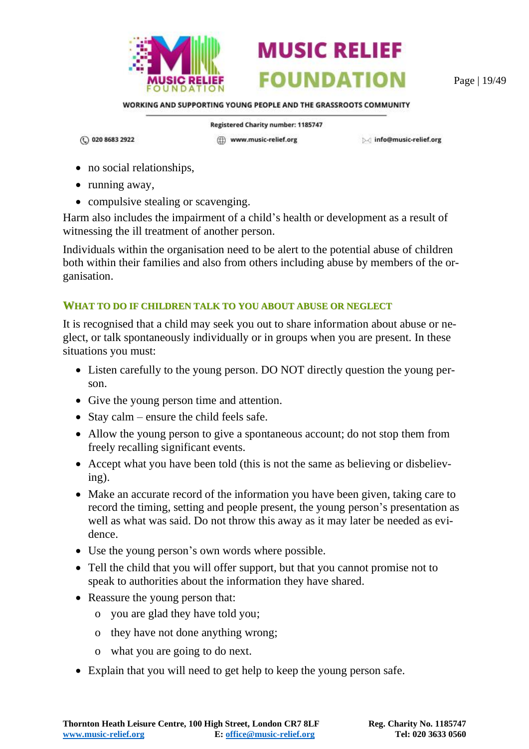- no social relationships,
- running away,
- compulsive stealing or scavenging.

Harm also includes the impairment of a child's health or development as a result of witnessing the ill treatment of another person.

Individuals within the organisation need to be alert to the potential abuse of children both within their families and also from others including abuse by members of the organisation.

### What to do if children talk to you about abuse or neglect

It is recognised that a child may seek you out to share information about abuse or neglect, or talk spontaneously individually or in groups when you are present. In these situations you must:

- Listen carefully to the young person. DO NOT directly question the young person.
- Give the young person time and attention.
- Stay calm – ensure the child feels safe.
- Allow the young person to give a spontaneous account; do not stop them from freely recalling significant events.
- Accept what you have been told (this is not the same as believing or disbelieving).
- Make an accurate record of the information you have been given, taking care to record the timing, setting and people present, the young person's presentation as well as what was said. Do not throw this away as it may later be needed as evidence.
- Use the young person's own words where possible.
- Tell the child that you will offer support, but that you cannot promise not to speak to authorities about the information they have shared.
- Reassure the young person that:
  - you are glad they have told you;
  - they have not done anything wrong;
  - what you are going to do next.
- Explain that you will need to get help to keep the young person safe.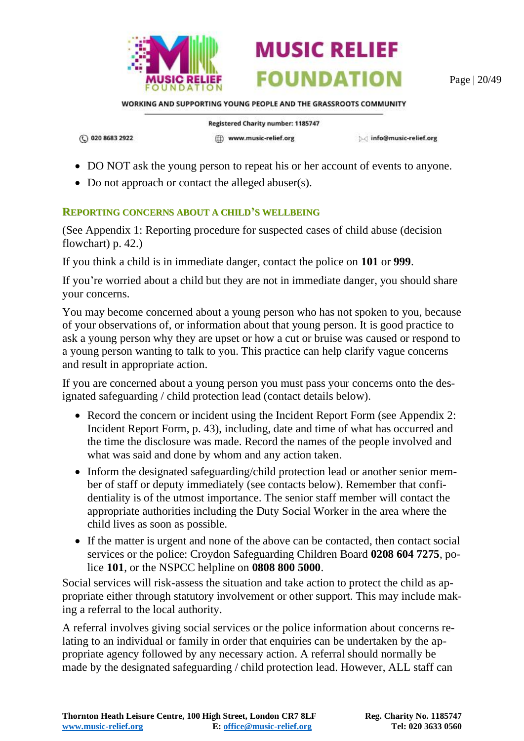- DO NOT ask the young person to repeat his or her account of events to anyone.
- Do not approach or contact the alleged abuser(s).

### Reporting concerns about a child's wellbeing

(See Appendix 1: Reporting procedure for suspected cases of child abuse (decision flowchart) p. 42.)

If you think a child is in immediate danger, contact the police on **101** or **999**.

If you're worried about a child but they are not in immediate danger, you should share your concerns.

You may become concerned about a young person who has not spoken to you, because of your observations of, or information about that young person. It is good practice to ask a young person why they are upset or how a cut or bruise was caused or respond to a young person wanting to talk to you. This practice can help clarify vague concerns and result in appropriate action.

If you are concerned about a young person you must pass your concerns onto the designated safeguarding / child protection lead (contact details below).

- Record the concern or incident using the Incident Report Form (see Appendix 2: Incident Report Form, p. 43), including, date and time of what has occurred and the time the disclosure was made. Record the names of the people involved and what was said and done by whom and any action taken.
- Inform the designated safeguarding/child protection lead or another senior member of staff or deputy immediately (see contacts below). Remember that confidentiality is of the utmost importance. The senior staff member will contact the appropriate authorities including the Duty Social Worker in the area where the child lives as soon as possible.
- If the matter is urgent and none of the above can be contacted, then contact social services or the police: Croydon Safeguarding Children Board **0208 604 7275**, police **101**, or the NSPCC helpline on **0808 800 5000**.

Social services will risk-assess the situation and take action to protect the child as appropriate either through statutory involvement or other support. This may include making a referral to the local authority.

A referral involves giving social services or the police information about concerns relating to an individual or family in order that enquiries can be undertaken by the appropriate agency followed by any necessary action. A referral should normally be made by the designated safeguarding / child protection lead. However, ALL staff can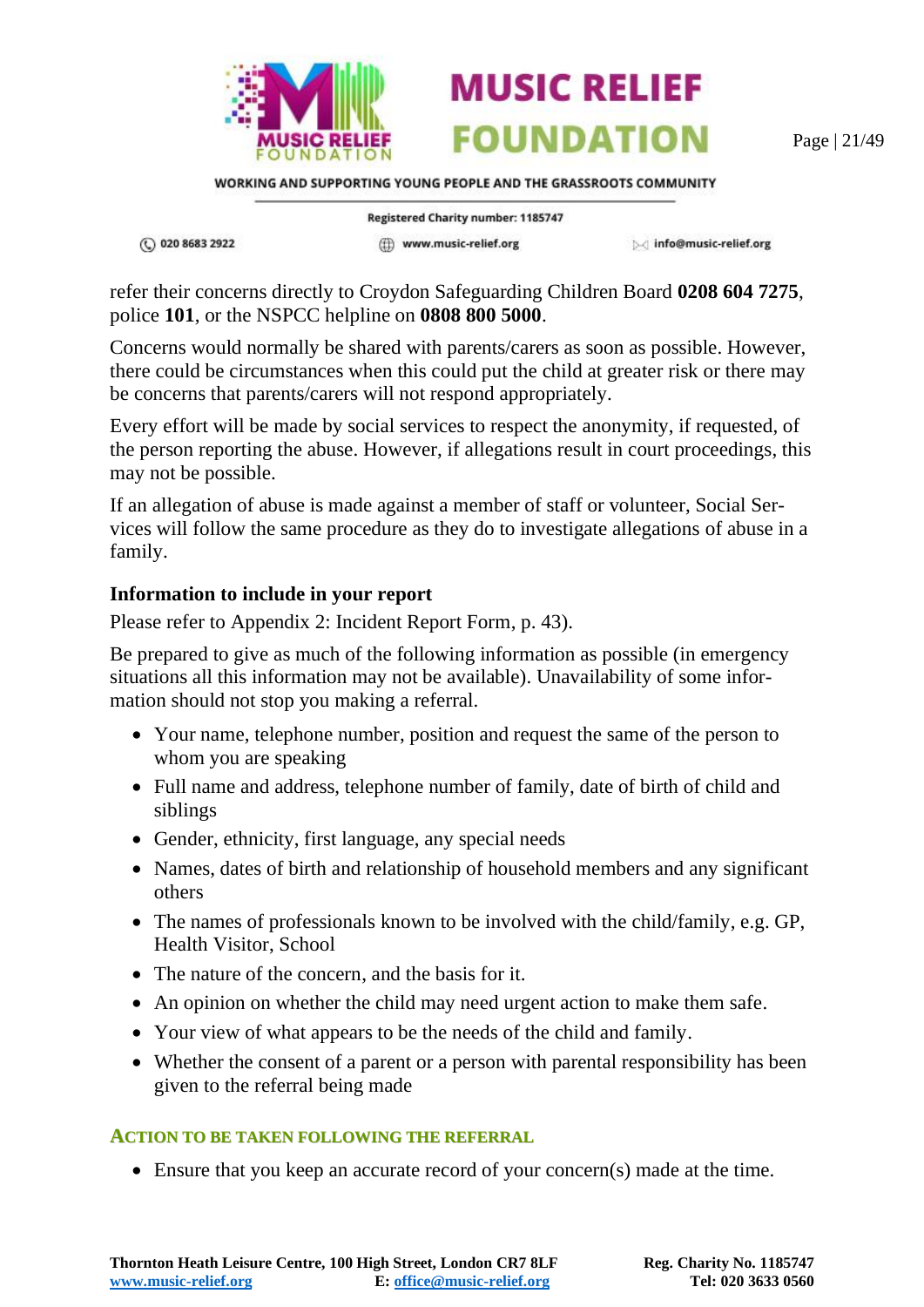refer their concerns directly to Croydon Safeguarding Children Board **0208 604 7275**, police **101**, or the NSPCC helpline on **0808 800 5000**.

Concerns would normally be shared with parents/carers as soon as possible. However, there could be circumstances when this could put the child at greater risk or there may be concerns that parents/carers will not respond appropriately.

Every effort will be made by social services to respect the anonymity, if requested, of the person reporting the abuse. However, if allegations result in court proceedings, this may not be possible.

If an allegation of abuse is made against a member of staff or volunteer, Social Services will follow the same procedure as they do to investigate allegations of abuse in a family.

### Information to include in your report

Please refer to Appendix 2: Incident Report Form, p. 43).

Be prepared to give as much of the following information as possible (in emergency situations all this information may not be available). Unavailability of some information should not stop you making a referral.

- Your name, telephone number, position and request the same of the person to whom you are speaking
- Full name and address, telephone number of family, date of birth of child and siblings
- Gender, ethnicity, first language, any special needs
- Names, dates of birth and relationship of household members and any significant others
- The names of professionals known to be involved with the child/family, e.g. GP, Health Visitor, School
- The nature of the concern, and the basis for it.
- An opinion on whether the child may need urgent action to make them safe.
- Your view of what appears to be the needs of the child and family.
- Whether the consent of a parent or a person with parental responsibility has been given to the referral being made

### Action to be taken following the referral

- Ensure that you keep an accurate record of your concern(s) made at the time.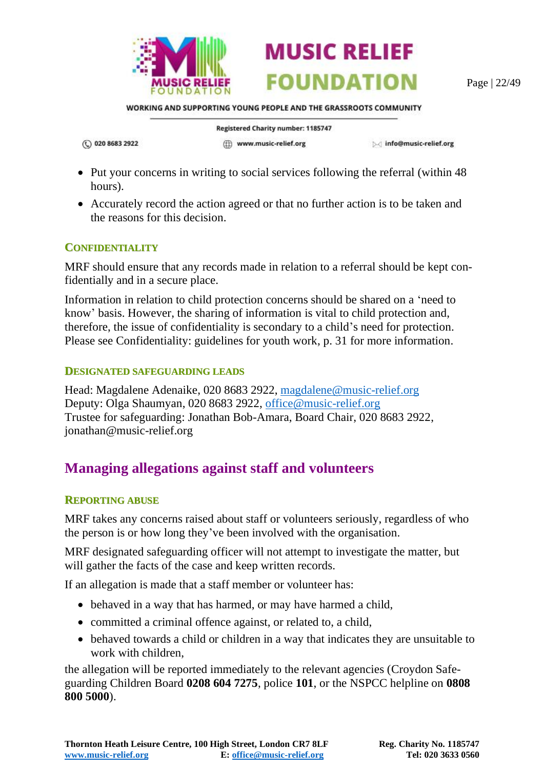- Put your concerns in writing to social services following the referral (within 48 hours).
- Accurately record the action agreed or that no further action is to be taken and the reasons for this decision.

### CONFIDENTIALITY

MRF should ensure that any records made in relation to a referral should be kept confidentially and in a secure place.

Information in relation to child protection concerns should be shared on a 'need to know' basis. However, the sharing of information is vital to child protection and, therefore, the issue of confidentiality is secondary to a child's need for protection. Please see Confidentiality: guidelines for youth work, p. 31 for more information.

#### DESIGNATED SAFEGUARDING LEADS

Head: Magdalene Adenaike, 020 8683 2922, magdalene@music-relief.org
Deputy: Olga Shaumyan, 020 8683 2922, office@music-relief.org
Trustee for safeguarding: Jonathan Bob-Amara, Board Chair, 020 8683 2922, jonathan@music-relief.org

## Managing allegations against staff and volunteers

### REPORTING ABUSE

MRF takes any concerns raised about staff or volunteers seriously, regardless of who the person is or how long they've been involved with the organisation.

MRF designated safeguarding officer will not attempt to investigate the matter, but will gather the facts of the case and keep written records.

If an allegation is made that a staff member or volunteer has:

- behaved in a way that has harmed, or may have harmed a child,
- committed a criminal offence against, or related to, a child,
- behaved towards a child or children in a way that indicates they are unsuitable to work with children,

the allegation will be reported immediately to the relevant agencies (Croydon Safeguarding Children Board **0208 604 7275**, police **101**, or the NSPCC helpline on **0808 800 5000**).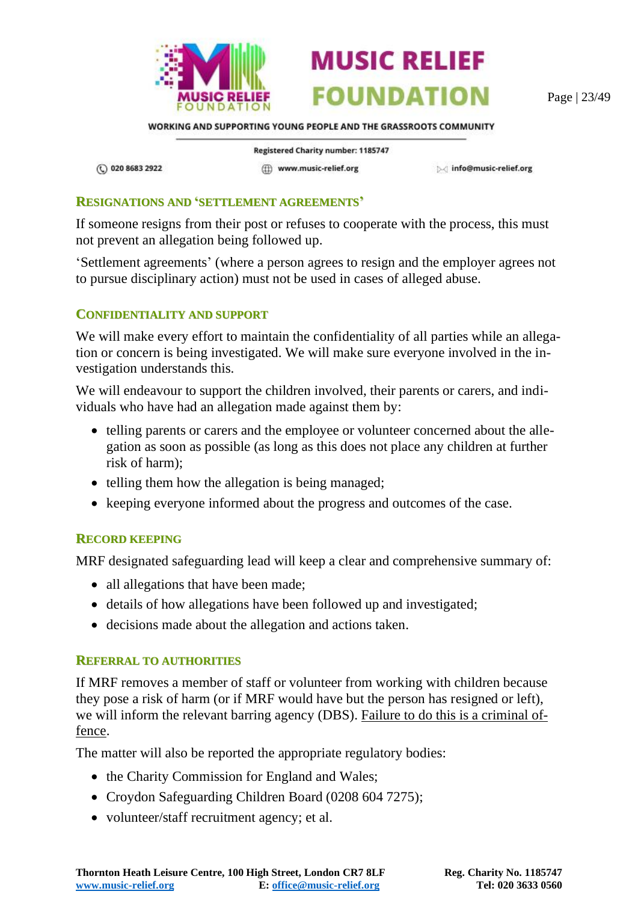## Resignations and 'settlement agreements'

If someone resigns from their post or refuses to cooperate with the process, this must not prevent an allegation being followed up.

'Settlement agreements' (where a person agrees to resign and the employer agrees not to pursue disciplinary action) must not be used in cases of alleged abuse.

## Confidentiality and support

We will make every effort to maintain the confidentiality of all parties while an allegation or concern is being investigated. We will make sure everyone involved in the investigation understands this.

We will endeavour to support the children involved, their parents or carers, and individuals who have had an allegation made against them by:

- telling parents or carers and the employee or volunteer concerned about the allegation as soon as possible (as long as this does not place any children at further risk of harm);
- telling them how the allegation is being managed;
- keeping everyone informed about the progress and outcomes of the case.

## Record keeping

MRF designated safeguarding lead will keep a clear and comprehensive summary of:

- all allegations that have been made;
- details of how allegations have been followed up and investigated;
- decisions made about the allegation and actions taken.

## Referral to authorities

If MRF removes a member of staff or volunteer from working with children because they pose a risk of harm (or if MRF would have but the person has resigned or left), we will inform the relevant barring agency (DBS). <u>Failure to do this is a criminal offence</u>.

The matter will also be reported the appropriate regulatory bodies:

- the Charity Commission for England and Wales;
- Croydon Safeguarding Children Board (0208 604 7275);
- volunteer/staff recruitment agency; et al.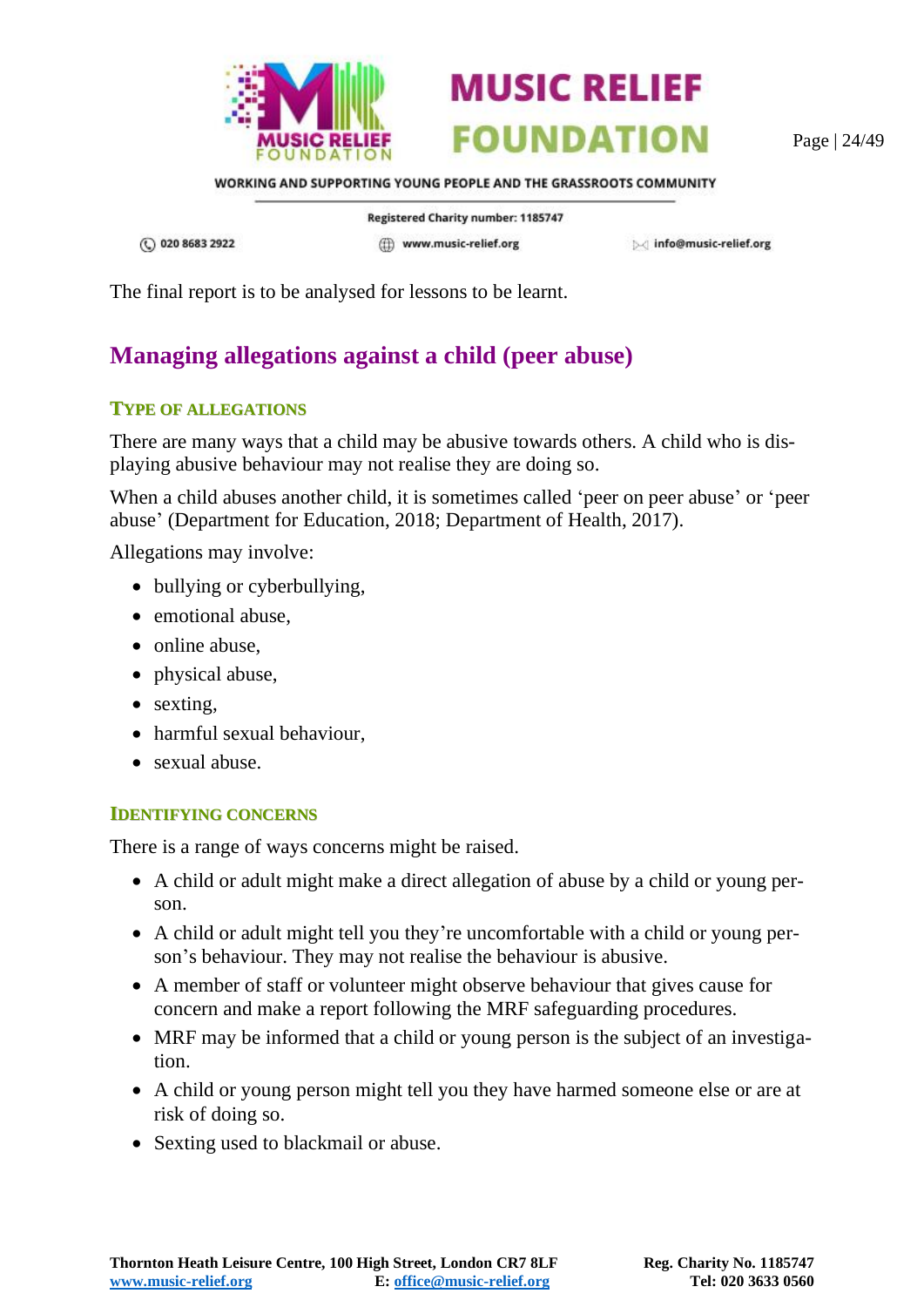The final report is to be analysed for lessons to be learnt.

## Managing allegations against a child (peer abuse)

### Type of allegations

There are many ways that a child may be abusive towards others. A child who is displaying abusive behaviour may not realise they are doing so.

When a child abuses another child, it is sometimes called 'peer on peer abuse' or 'peer abuse' (Department for Education, 2018; Department of Health, 2017).

Allegations may involve:

- bullying or cyberbullying,
- emotional abuse,
- online abuse,
- physical abuse,
- sexting,
- harmful sexual behaviour,
- sexual abuse.

### Identifying concerns

There is a range of ways concerns might be raised.

- A child or adult might make a direct allegation of abuse by a child or young person.
- A child or adult might tell you they're uncomfortable with a child or young person's behaviour. They may not realise the behaviour is abusive.
- A member of staff or volunteer might observe behaviour that gives cause for concern and make a report following the MRF safeguarding procedures.
- MRF may be informed that a child or young person is the subject of an investigation.
- A child or young person might tell you they have harmed someone else or are at risk of doing so.
- Sexting used to blackmail or abuse.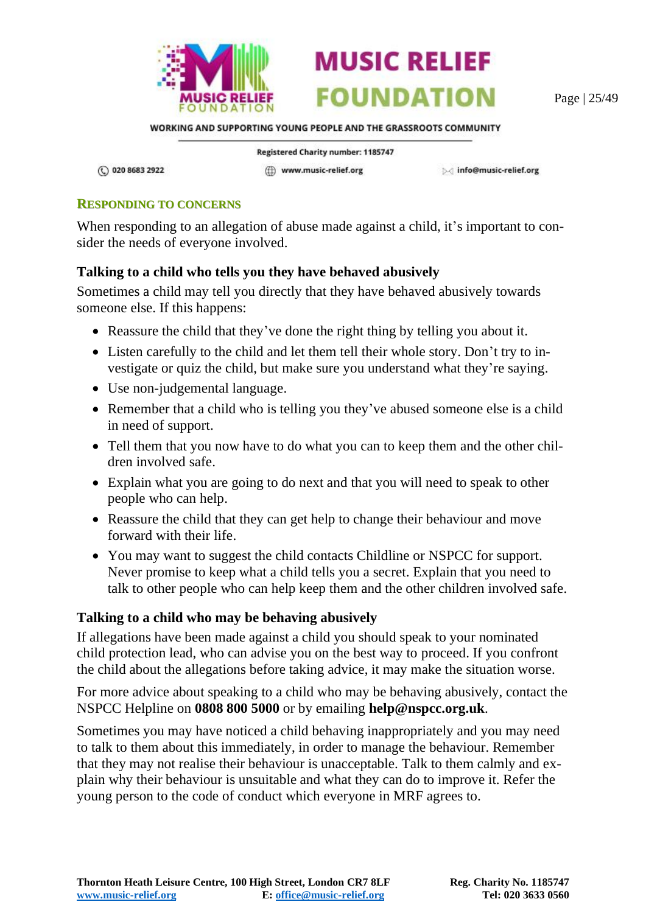## RESPONDING TO CONCERNS

When responding to an allegation of abuse made against a child, it's important to consider the needs of everyone involved.

### Talking to a child who tells you they have behaved abusively

Sometimes a child may tell you directly that they have behaved abusively towards someone else. If this happens:

- Reassure the child that they've done the right thing by telling you about it.
- Listen carefully to the child and let them tell their whole story. Don't try to investigate or quiz the child, but make sure you understand what they're saying.
- Use non-judgemental language.
- Remember that a child who is telling you they've abused someone else is a child in need of support.
- Tell them that you now have to do what you can to keep them and the other children involved safe.
- Explain what you are going to do next and that you will need to speak to other people who can help.
- Reassure the child that they can get help to change their behaviour and move forward with their life.
- You may want to suggest the child contacts Childline or NSPCC for support. Never promise to keep what a child tells you a secret. Explain that you need to talk to other people who can help keep them and the other children involved safe.

### Talking to a child who may be behaving abusively

If allegations have been made against a child you should speak to your nominated child protection lead, who can advise you on the best way to proceed. If you confront the child about the allegations before taking advice, it may make the situation worse.

For more advice about speaking to a child who may be behaving abusively, contact the NSPCC Helpline on **0808 800 5000** or by emailing **help@nspcc.org.uk**.

Sometimes you may have noticed a child behaving inappropriately and you may need to talk to them about this immediately, in order to manage the behaviour. Remember that they may not realise their behaviour is unacceptable. Talk to them calmly and explain why their behaviour is unsuitable and what they can do to improve it. Refer the young person to the code of conduct which everyone in MRF agrees to.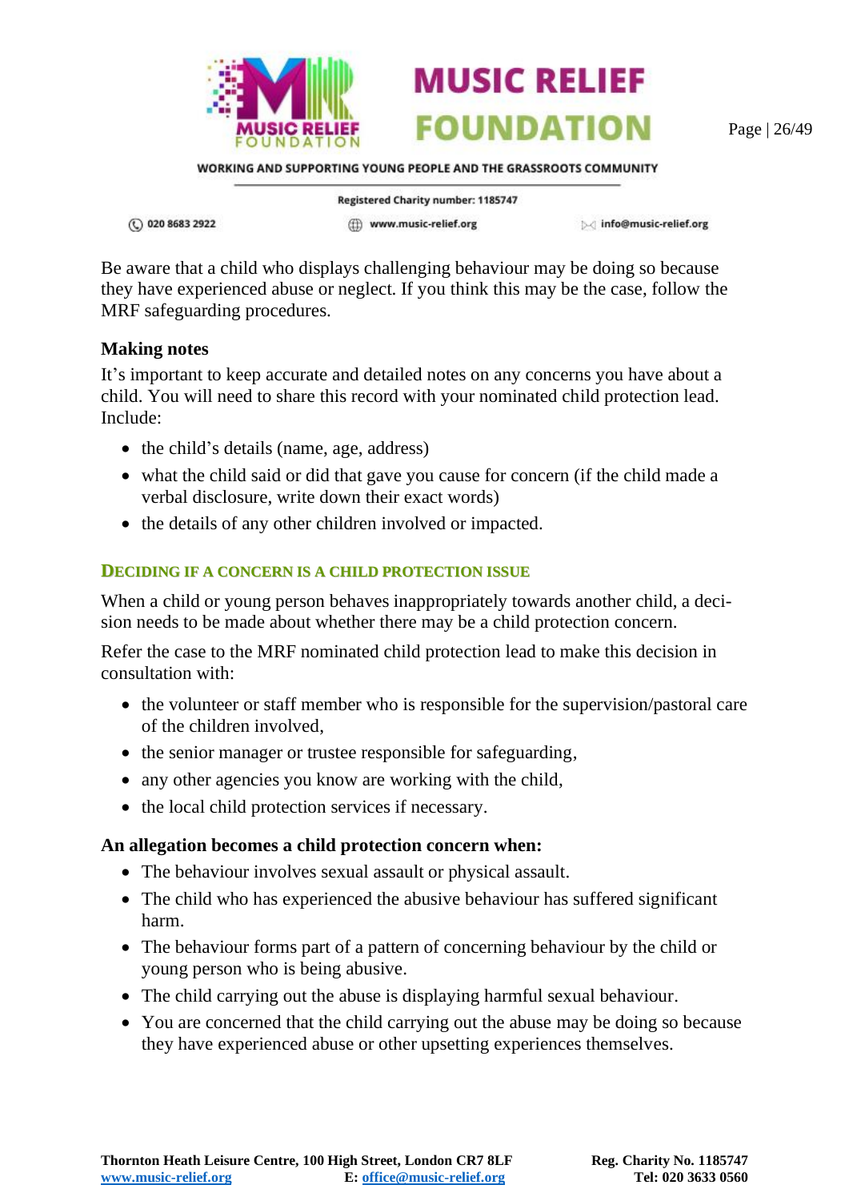Be aware that a child who displays challenging behaviour may be doing so because they have experienced abuse or neglect. If you think this may be the case, follow the MRF safeguarding procedures.

**Making notes**

It's important to keep accurate and detailed notes on any concerns you have about a child. You will need to share this record with your nominated child protection lead. Include:

- the child's details (name, age, address)
- what the child said or did that gave you cause for concern (if the child made a verbal disclosure, write down their exact words)
- the details of any other children involved or impacted.

### Deciding if a concern is a child protection issue

When a child or young person behaves inappropriately towards another child, a decision needs to be made about whether there may be a child protection concern.

Refer the case to the MRF nominated child protection lead to make this decision in consultation with:

- the volunteer or staff member who is responsible for the supervision/pastoral care of the children involved,
- the senior manager or trustee responsible for safeguarding,
- any other agencies you know are working with the child,
- the local child protection services if necessary.

**An allegation becomes a child protection concern when:**

- The behaviour involves sexual assault or physical assault.
- The child who has experienced the abusive behaviour has suffered significant harm.
- The behaviour forms part of a pattern of concerning behaviour by the child or young person who is being abusive.
- The child carrying out the abuse is displaying harmful sexual behaviour.
- You are concerned that the child carrying out the abuse may be doing so because they have experienced abuse or other upsetting experiences themselves.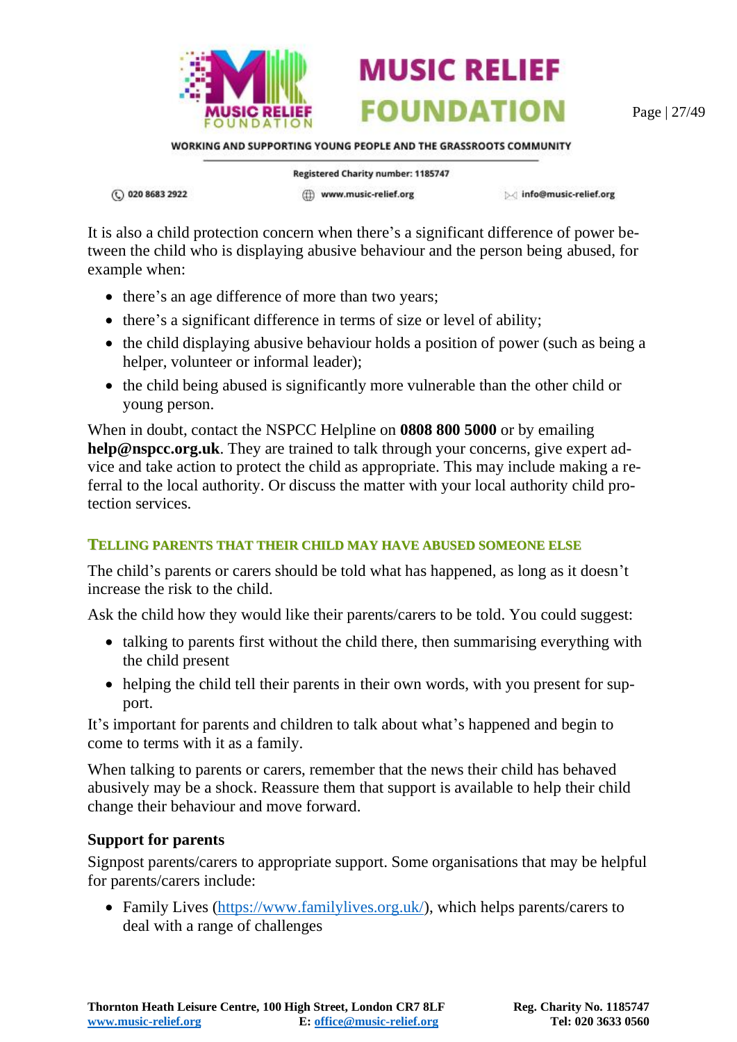It is also a child protection concern when there's a significant difference of power between the child who is displaying abusive behaviour and the person being abused, for example when:

- there's an age difference of more than two years;
- there's a significant difference in terms of size or level of ability;
- the child displaying abusive behaviour holds a position of power (such as being a helper, volunteer or informal leader);
- the child being abused is significantly more vulnerable than the other child or young person.

When in doubt, contact the NSPCC Helpline on **0808 800 5000** or by emailing **help@nspcc.org.uk**. They are trained to talk through your concerns, give expert advice and take action to protect the child as appropriate. This may include making a referral to the local authority. Or discuss the matter with your local authority child protection services.

### TELLING PARENTS THAT THEIR CHILD MAY HAVE ABUSED SOMEONE ELSE

The child's parents or carers should be told what has happened, as long as it doesn't increase the risk to the child.

Ask the child how they would like their parents/carers to be told. You could suggest:

- talking to parents first without the child there, then summarising everything with the child present
- helping the child tell their parents in their own words, with you present for support.

It's important for parents and children to talk about what's happened and begin to come to terms with it as a family.

When talking to parents or carers, remember that the news their child has behaved abusively may be a shock. Reassure them that support is available to help their child change their behaviour and move forward.

**Support for parents**

Signpost parents/carers to appropriate support. Some organisations that may be helpful for parents/carers include:

- Family Lives (https://www.familylives.org.uk/), which helps parents/carers to deal with a range of challenges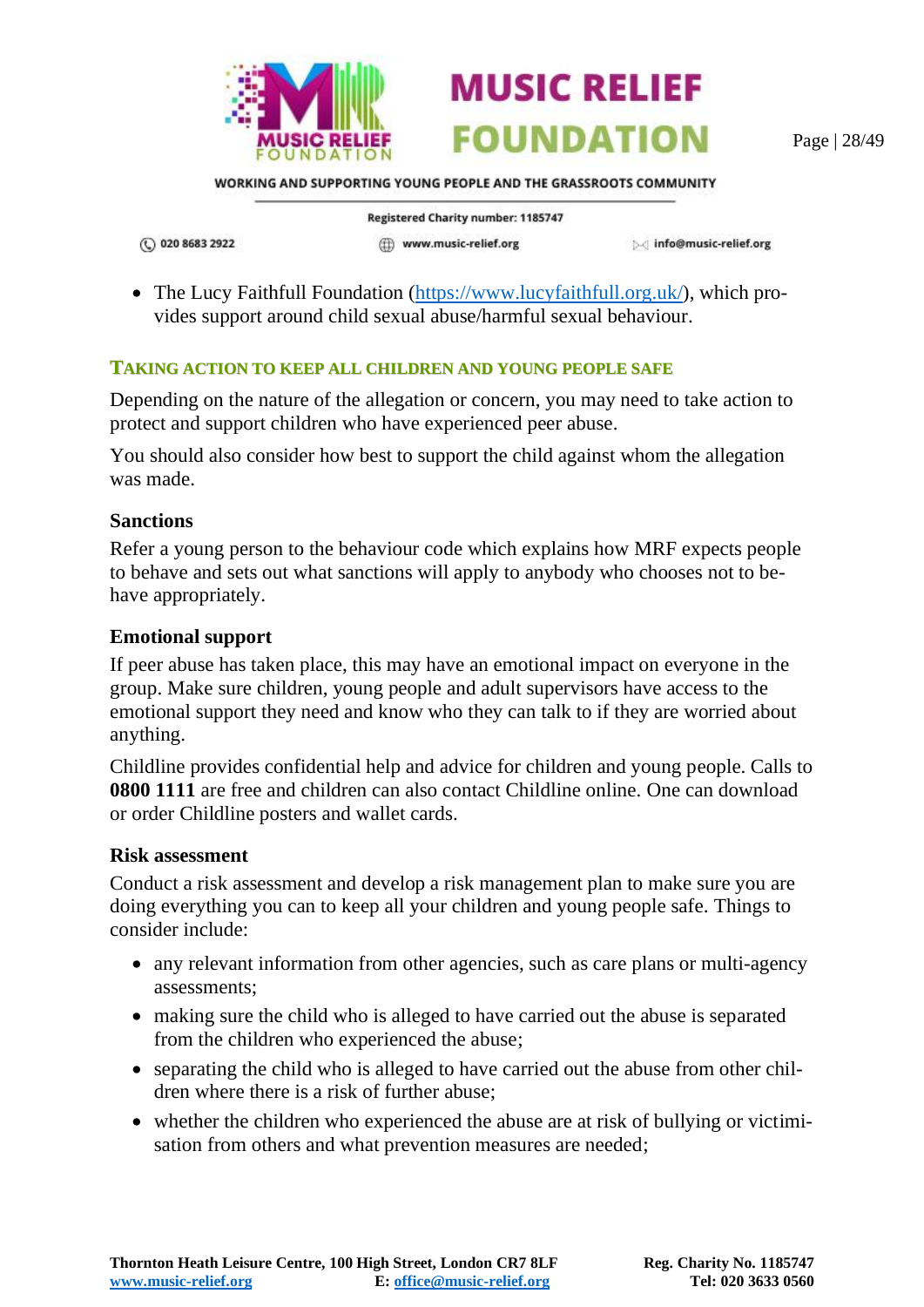- The Lucy Faithfull Foundation (https://www.lucyfaithfull.org.uk/), which provides support around child sexual abuse/harmful sexual behaviour.

## Taking action to keep all children and young people safe

Depending on the nature of the allegation or concern, you may need to take action to protect and support children who have experienced peer abuse.

You should also consider how best to support the child against whom the allegation was made.

### Sanctions

Refer a young person to the behaviour code which explains how MRF expects people to behave and sets out what sanctions will apply to anybody who chooses not to behave appropriately.

### Emotional support

If peer abuse has taken place, this may have an emotional impact on everyone in the group. Make sure children, young people and adult supervisors have access to the emotional support they need and know who they can talk to if they are worried about anything.

Childline provides confidential help and advice for children and young people. Calls to **0800 1111** are free and children can also contact Childline online. One can download or order Childline posters and wallet cards.

### Risk assessment

Conduct a risk assessment and develop a risk management plan to make sure you are doing everything you can to keep all your children and young people safe. Things to consider include:

- any relevant information from other agencies, such as care plans or multi-agency assessments;
- making sure the child who is alleged to have carried out the abuse is separated from the children who experienced the abuse;
- separating the child who is alleged to have carried out the abuse from other children where there is a risk of further abuse;
- whether the children who experienced the abuse are at risk of bullying or victimisation from others and what prevention measures are needed;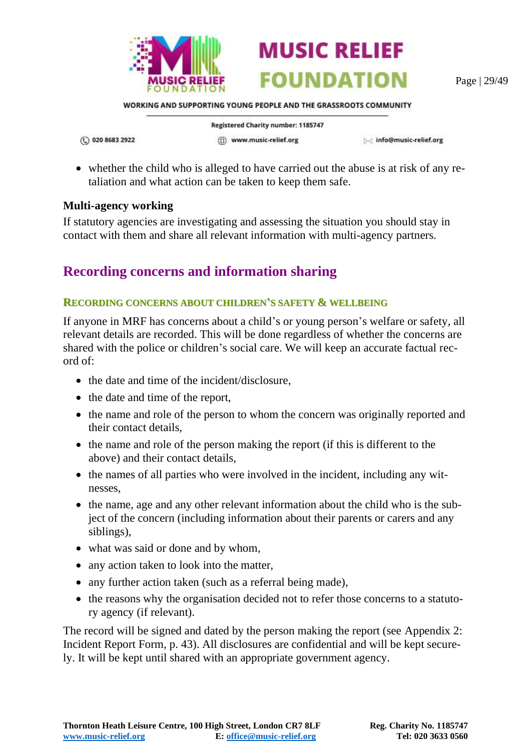- whether the child who is alleged to have carried out the abuse is at risk of any retaliation and what action can be taken to keep them safe.

**Multi-agency working**

If statutory agencies are investigating and assessing the situation you should stay in contact with them and share all relevant information with multi-agency partners.

## Recording concerns and information sharing

### RECORDING CONCERNS ABOUT CHILDREN'S SAFETY & WELLBEING

If anyone in MRF has concerns about a child's or young person's welfare or safety, all relevant details are recorded. This will be done regardless of whether the concerns are shared with the police or children's social care. We will keep an accurate factual record of:

- the date and time of the incident/disclosure,
- the date and time of the report,
- the name and role of the person to whom the concern was originally reported and their contact details,
- the name and role of the person making the report (if this is different to the above) and their contact details,
- the names of all parties who were involved in the incident, including any witnesses,
- the name, age and any other relevant information about the child who is the subject of the concern (including information about their parents or carers and any siblings),
- what was said or done and by whom,
- any action taken to look into the matter,
- any further action taken (such as a referral being made),
- the reasons why the organisation decided not to refer those concerns to a statutory agency (if relevant).

The record will be signed and dated by the person making the report (see Appendix 2: Incident Report Form, p. 43). All disclosures are confidential and will be kept securely. It will be kept until shared with an appropriate government agency.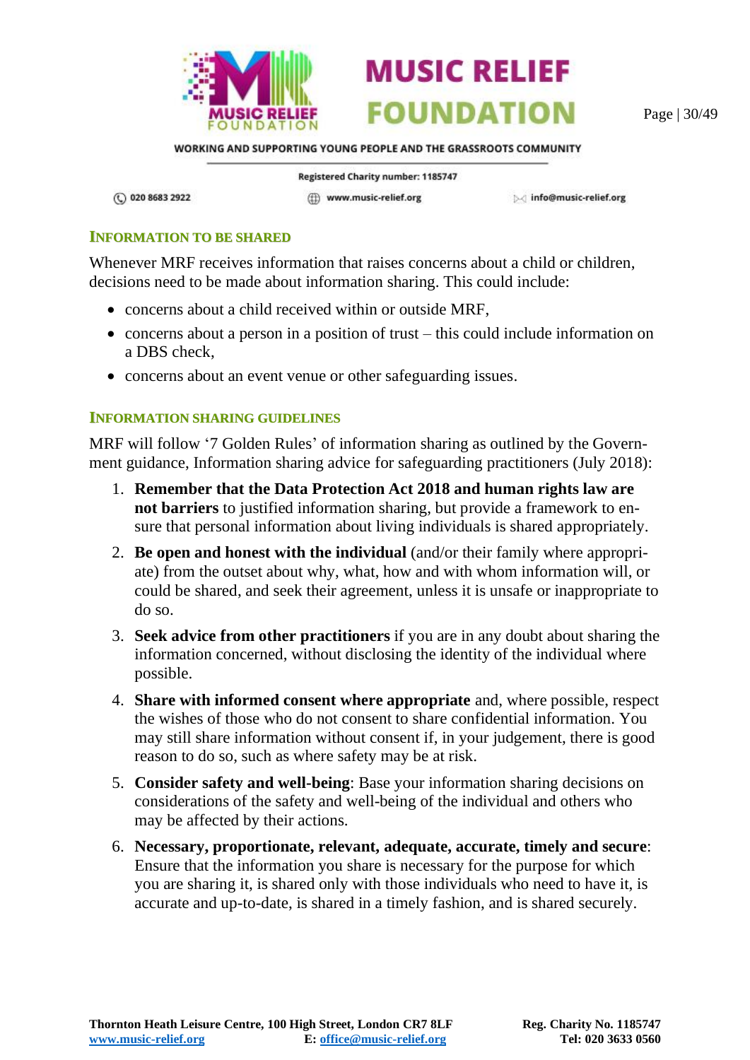### INFORMATION TO BE SHARED

Whenever MRF receives information that raises concerns about a child or children, decisions need to be made about information sharing. This could include:

- concerns about a child received within or outside MRF,
- concerns about a person in a position of trust – this could include information on a DBS check,
- concerns about an event venue or other safeguarding issues.

### INFORMATION SHARING GUIDELINES

MRF will follow '7 Golden Rules' of information sharing as outlined by the Government guidance, Information sharing advice for safeguarding practitioners (July 2018):

1. **Remember that the Data Protection Act 2018 and human rights law are not barriers** to justified information sharing, but provide a framework to ensure that personal information about living individuals is shared appropriately.
2. **Be open and honest with the individual** (and/or their family where appropriate) from the outset about why, what, how and with whom information will, or could be shared, and seek their agreement, unless it is unsafe or inappropriate to do so.
3. **Seek advice from other practitioners** if you are in any doubt about sharing the information concerned, without disclosing the identity of the individual where possible.
4. **Share with informed consent where appropriate** and, where possible, respect the wishes of those who do not consent to share confidential information. You may still share information without consent if, in your judgement, there is good reason to do so, such as where safety may be at risk.
5. **Consider safety and well-being**: Base your information sharing decisions on considerations of the safety and well-being of the individual and others who may be affected by their actions.
6. **Necessary, proportionate, relevant, adequate, accurate, timely and secure**: Ensure that the information you share is necessary for the purpose for which you are sharing it, is shared only with those individuals who need to have it, is accurate and up-to-date, is shared in a timely fashion, and is shared securely.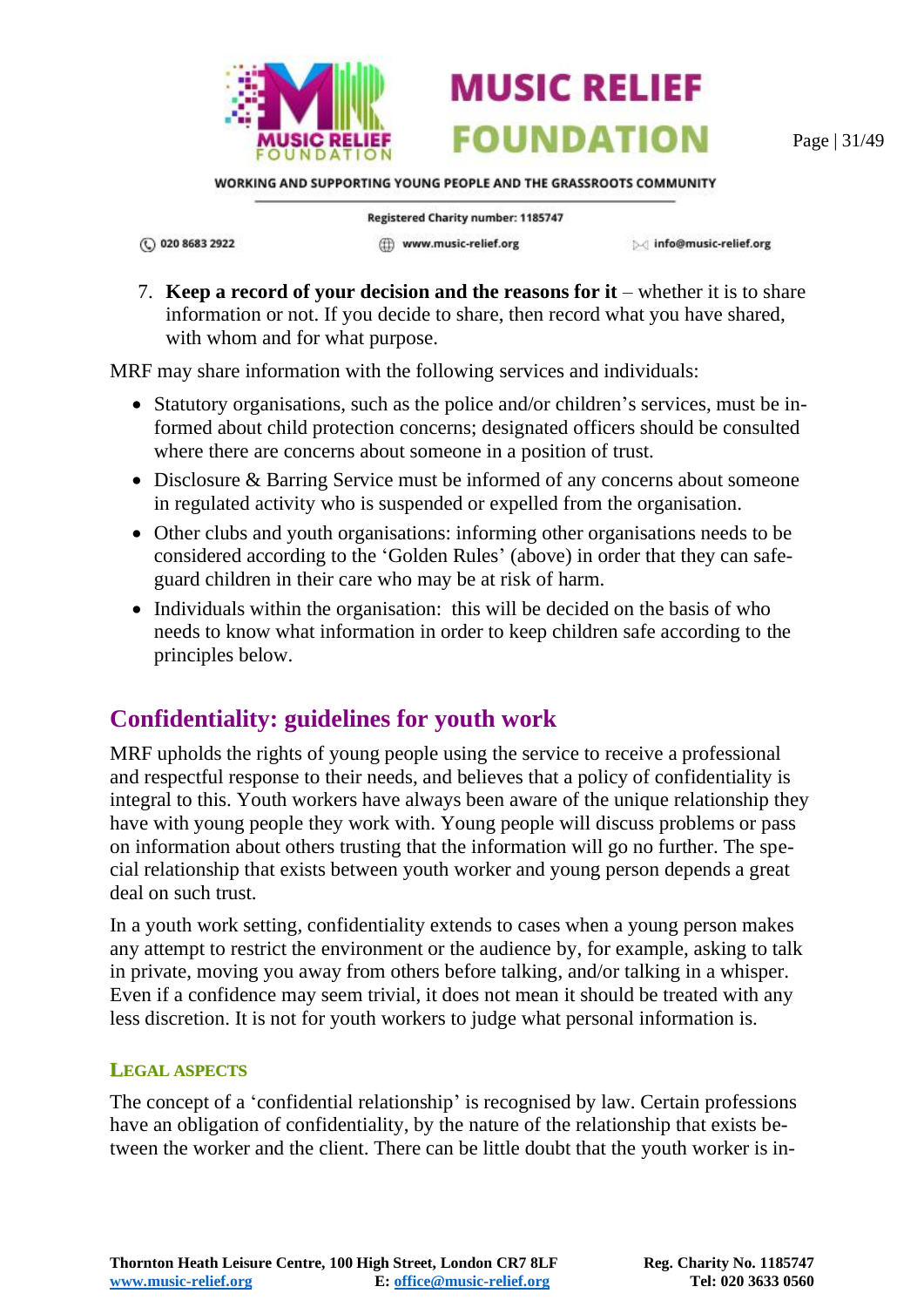7. **Keep a record of your decision and the reasons for it** – whether it is to share information or not. If you decide to share, then record what you have shared, with whom and for what purpose.

MRF may share information with the following services and individuals:

- Statutory organisations, such as the police and/or children's services, must be informed about child protection concerns; designated officers should be consulted where there are concerns about someone in a position of trust.
- Disclosure & Barring Service must be informed of any concerns about someone in regulated activity who is suspended or expelled from the organisation.
- Other clubs and youth organisations: informing other organisations needs to be considered according to the 'Golden Rules' (above) in order that they can safeguard children in their care who may be at risk of harm.
- Individuals within the organisation: this will be decided on the basis of who needs to know what information in order to keep children safe according to the principles below.

## Confidentiality: guidelines for youth work

MRF upholds the rights of young people using the service to receive a professional and respectful response to their needs, and believes that a policy of confidentiality is integral to this. Youth workers have always been aware of the unique relationship they have with young people they work with. Young people will discuss problems or pass on information about others trusting that the information will go no further. The special relationship that exists between youth worker and young person depends a great deal on such trust.

In a youth work setting, confidentiality extends to cases when a young person makes any attempt to restrict the environment or the audience by, for example, asking to talk in private, moving you away from others before talking, and/or talking in a whisper. Even if a confidence may seem trivial, it does not mean it should be treated with any less discretion. It is not for youth workers to judge what personal information is.

### Legal Aspects

The concept of a 'confidential relationship' is recognised by law. Certain professions have an obligation of confidentiality, by the nature of the relationship that exists between the worker and the client. There can be little doubt that the youth worker is in-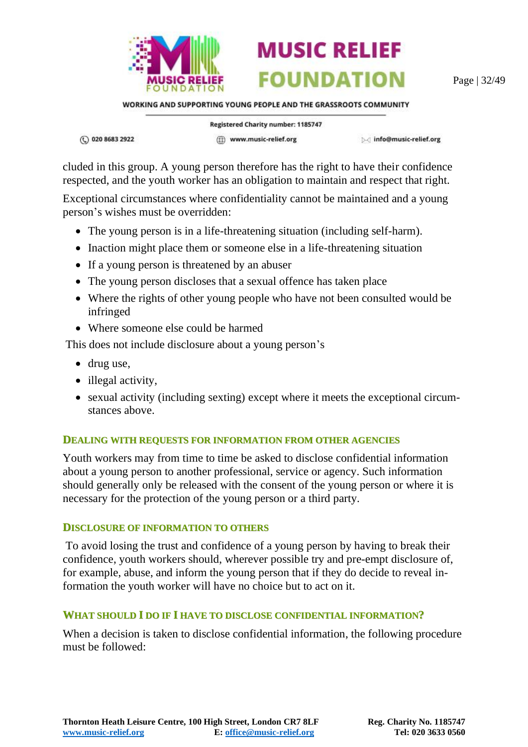cluded in this group. A young person therefore has the right to have their confidence respected, and the youth worker has an obligation to maintain and respect that right.

Exceptional circumstances where confidentiality cannot be maintained and a young person's wishes must be overridden:

- The young person is in a life-threatening situation (including self-harm).
- Inaction might place them or someone else in a life-threatening situation
- If a young person is threatened by an abuser
- The young person discloses that a sexual offence has taken place
- Where the rights of other young people who have not been consulted would be infringed
- Where someone else could be harmed

This does not include disclosure about a young person's

- drug use,
- illegal activity,
- sexual activity (including sexting) except where it meets the exceptional circumstances above.

### Dealing with requests for information from other agencies

Youth workers may from time to time be asked to disclose confidential information about a young person to another professional, service or agency. Such information should generally only be released with the consent of the young person or where it is necessary for the protection of the young person or a third party.

### Disclosure of information to others

To avoid losing the trust and confidence of a young person by having to break their confidence, youth workers should, wherever possible try and pre-empt disclosure of, for example, abuse, and inform the young person that if they do decide to reveal information the youth worker will have no choice but to act on it.

### What should I do if I have to disclose confidential information?

When a decision is taken to disclose confidential information, the following procedure must be followed: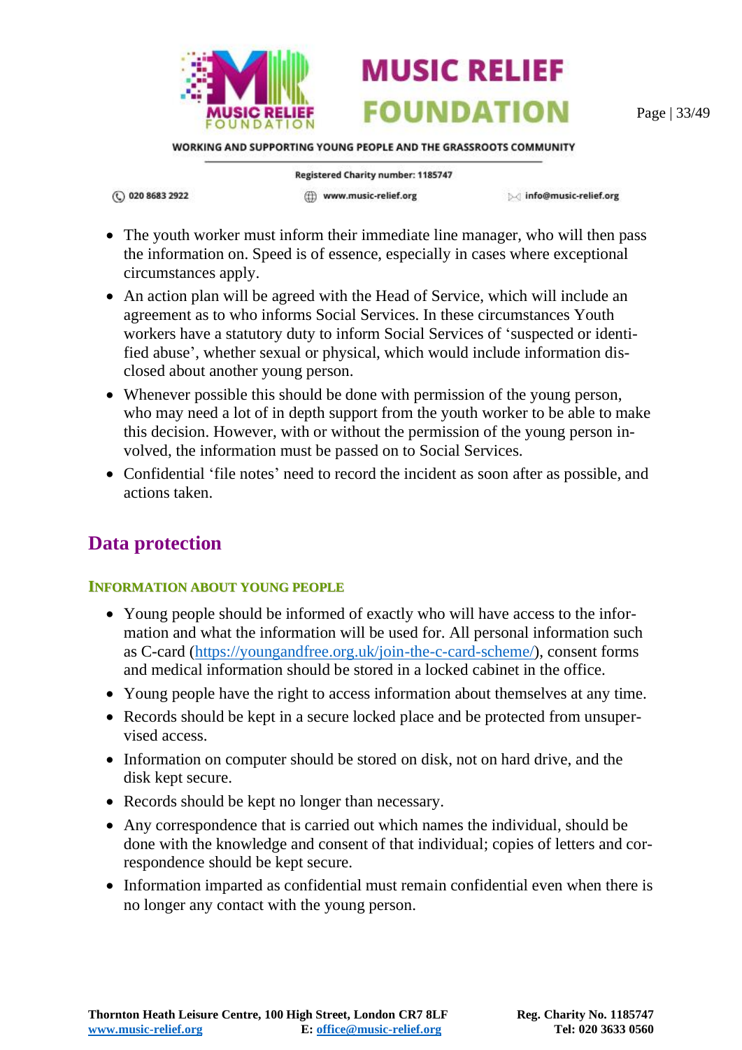- The youth worker must inform their immediate line manager, who will then pass the information on. Speed is of essence, especially in cases where exceptional circumstances apply.
- An action plan will be agreed with the Head of Service, which will include an agreement as to who informs Social Services. In these circumstances Youth workers have a statutory duty to inform Social Services of 'suspected or identified abuse', whether sexual or physical, which would include information disclosed about another young person.
- Whenever possible this should be done with permission of the young person, who may need a lot of in depth support from the youth worker to be able to make this decision. However, with or without the permission of the young person involved, the information must be passed on to Social Services.
- Confidential 'file notes' need to record the incident as soon after as possible, and actions taken.

## Data protection

### Information about young people

- Young people should be informed of exactly who will have access to the information and what the information will be used for. All personal information such as C-card (https://youngandfree.org.uk/join-the-c-card-scheme/), consent forms and medical information should be stored in a locked cabinet in the office.
- Young people have the right to access information about themselves at any time.
- Records should be kept in a secure locked place and be protected from unsupervised access.
- Information on computer should be stored on disk, not on hard drive, and the disk kept secure.
- Records should be kept no longer than necessary.
- Any correspondence that is carried out which names the individual, should be done with the knowledge and consent of that individual; copies of letters and correspondence should be kept secure.
- Information imparted as confidential must remain confidential even when there is no longer any contact with the young person.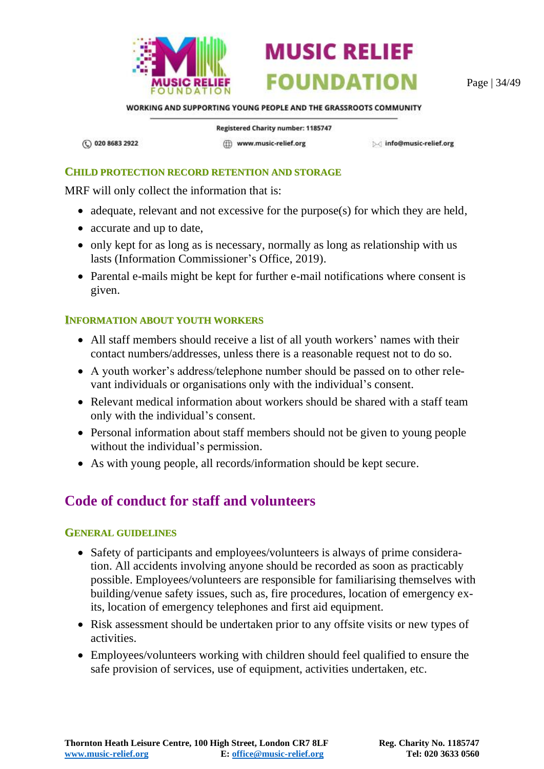### Child Protection Record Retention and Storage

MRF will only collect the information that is:

- adequate, relevant and not excessive for the purpose(s) for which they are held,
- accurate and up to date,
- only kept for as long as is necessary, normally as long as relationship with us lasts (Information Commissioner's Office, 2019).
- Parental e-mails might be kept for further e-mail notifications where consent is given.

### Information about Youth Workers

- All staff members should receive a list of all youth workers' names with their contact numbers/addresses, unless there is a reasonable request not to do so.
- A youth worker's address/telephone number should be passed on to other relevant individuals or organisations only with the individual's consent.
- Relevant medical information about workers should be shared with a staff team only with the individual's consent.
- Personal information about staff members should not be given to young people without the individual's permission.
- As with young people, all records/information should be kept secure.

## Code of conduct for staff and volunteers

### General Guidelines

- Safety of participants and employees/volunteers is always of prime consideration. All accidents involving anyone should be recorded as soon as practicably possible. Employees/volunteers are responsible for familiarising themselves with building/venue safety issues, such as, fire procedures, location of emergency exits, location of emergency telephones and first aid equipment.
- Risk assessment should be undertaken prior to any offsite visits or new types of activities.
- Employees/volunteers working with children should feel qualified to ensure the safe provision of services, use of equipment, activities undertaken, etc.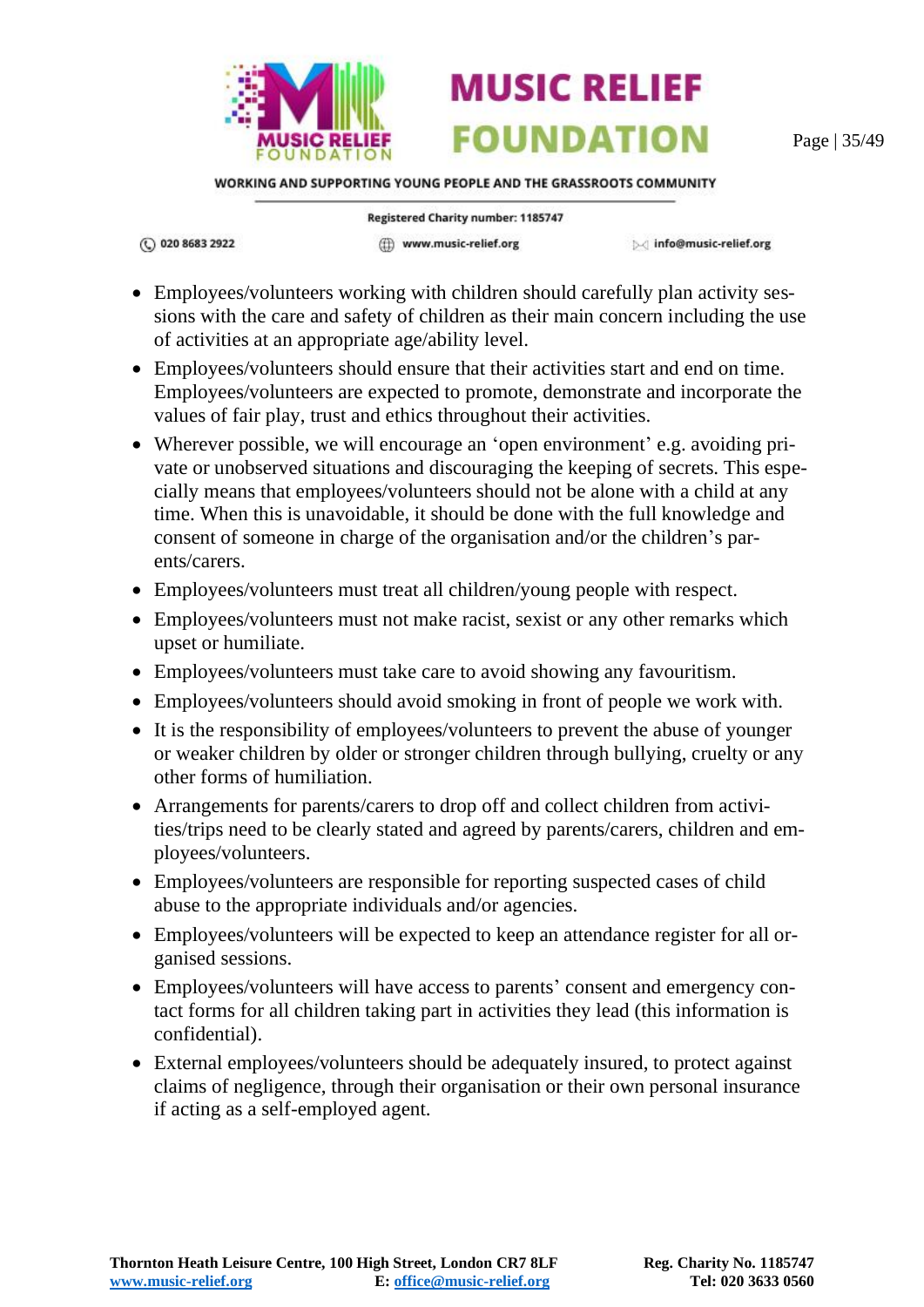- Employees/volunteers working with children should carefully plan activity sessions with the care and safety of children as their main concern including the use of activities at an appropriate age/ability level.
- Employees/volunteers should ensure that their activities start and end on time. Employees/volunteers are expected to promote, demonstrate and incorporate the values of fair play, trust and ethics throughout their activities.
- Wherever possible, we will encourage an 'open environment' e.g. avoiding private or unobserved situations and discouraging the keeping of secrets. This especially means that employees/volunteers should not be alone with a child at any time. When this is unavoidable, it should be done with the full knowledge and consent of someone in charge of the organisation and/or the children's parents/carers.
- Employees/volunteers must treat all children/young people with respect.
- Employees/volunteers must not make racist, sexist or any other remarks which upset or humiliate.
- Employees/volunteers must take care to avoid showing any favouritism.
- Employees/volunteers should avoid smoking in front of people we work with.
- It is the responsibility of employees/volunteers to prevent the abuse of younger or weaker children by older or stronger children through bullying, cruelty or any other forms of humiliation.
- Arrangements for parents/carers to drop off and collect children from activities/trips need to be clearly stated and agreed by parents/carers, children and employees/volunteers.
- Employees/volunteers are responsible for reporting suspected cases of child abuse to the appropriate individuals and/or agencies.
- Employees/volunteers will be expected to keep an attendance register for all organised sessions.
- Employees/volunteers will have access to parents' consent and emergency contact forms for all children taking part in activities they lead (this information is confidential).
- External employees/volunteers should be adequately insured, to protect against claims of negligence, through their organisation or their own personal insurance if acting as a self-employed agent.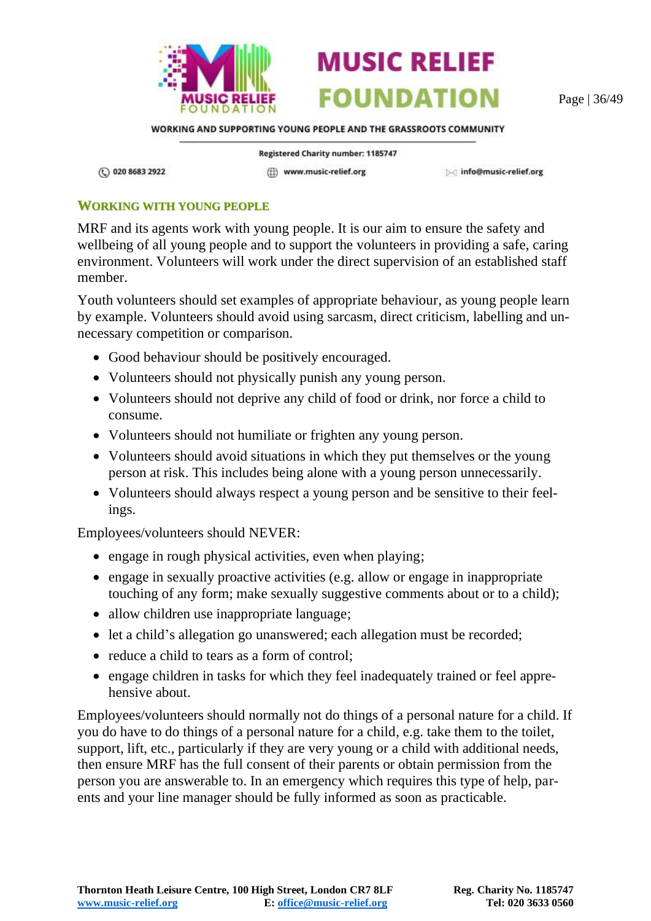## WORKING WITH YOUNG PEOPLE

MRF and its agents work with young people. It is our aim to ensure the safety and wellbeing of all young people and to support the volunteers in providing a safe, caring environment. Volunteers will work under the direct supervision of an established staff member.

Youth volunteers should set examples of appropriate behaviour, as young people learn by example. Volunteers should avoid using sarcasm, direct criticism, labelling and unnecessary competition or comparison.

- Good behaviour should be positively encouraged.
- Volunteers should not physically punish any young person.
- Volunteers should not deprive any child of food or drink, nor force a child to consume.
- Volunteers should not humiliate or frighten any young person.
- Volunteers should avoid situations in which they put themselves or the young person at risk. This includes being alone with a young person unnecessarily.
- Volunteers should always respect a young person and be sensitive to their feelings.

Employees/volunteers should NEVER:

- engage in rough physical activities, even when playing;
- engage in sexually proactive activities (e.g. allow or engage in inappropriate touching of any form; make sexually suggestive comments about or to a child);
- allow children use inappropriate language;
- let a child's allegation go unanswered; each allegation must be recorded;
- reduce a child to tears as a form of control;
- engage children in tasks for which they feel inadequately trained or feel apprehensive about.

Employees/volunteers should normally not do things of a personal nature for a child. If you do have to do things of a personal nature for a child, e.g. take them to the toilet, support, lift, etc., particularly if they are very young or a child with additional needs, then ensure MRF has the full consent of their parents or obtain permission from the person you are answerable to. In an emergency which requires this type of help, parents and your line manager should be fully informed as soon as practicable.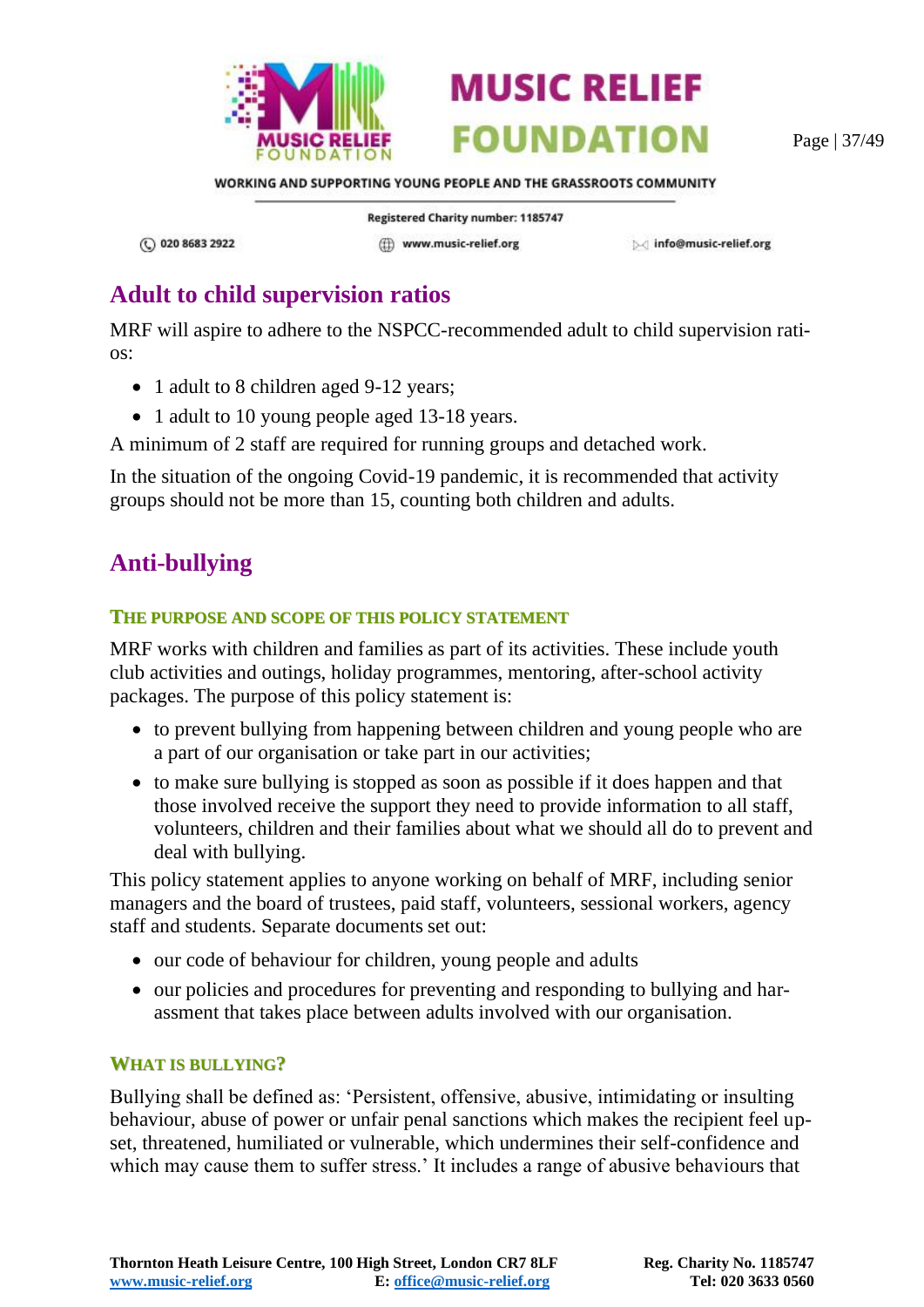## Adult to child supervision ratios

MRF will aspire to adhere to the NSPCC-recommended adult to child supervision ratios:

- 1 adult to 8 children aged 9-12 years;
- 1 adult to 10 young people aged 13-18 years.

A minimum of 2 staff are required for running groups and detached work.

In the situation of the ongoing Covid-19 pandemic, it is recommended that activity groups should not be more than 15, counting both children and adults.

## Anti-bullying

### The purpose and scope of this policy statement

MRF works with children and families as part of its activities. These include youth club activities and outings, holiday programmes, mentoring, after-school activity packages. The purpose of this policy statement is:

- to prevent bullying from happening between children and young people who are a part of our organisation or take part in our activities;
- to make sure bullying is stopped as soon as possible if it does happen and that those involved receive the support they need to provide information to all staff, volunteers, children and their families about what we should all do to prevent and deal with bullying.

This policy statement applies to anyone working on behalf of MRF, including senior managers and the board of trustees, paid staff, volunteers, sessional workers, agency staff and students. Separate documents set out:

- our code of behaviour for children, young people and adults
- our policies and procedures for preventing and responding to bullying and harassment that takes place between adults involved with our organisation.

### What is bullying?

Bullying shall be defined as: 'Persistent, offensive, abusive, intimidating or insulting behaviour, abuse of power or unfair penal sanctions which makes the recipient feel upset, threatened, humiliated or vulnerable, which undermines their self-confidence and which may cause them to suffer stress.' It includes a range of abusive behaviours that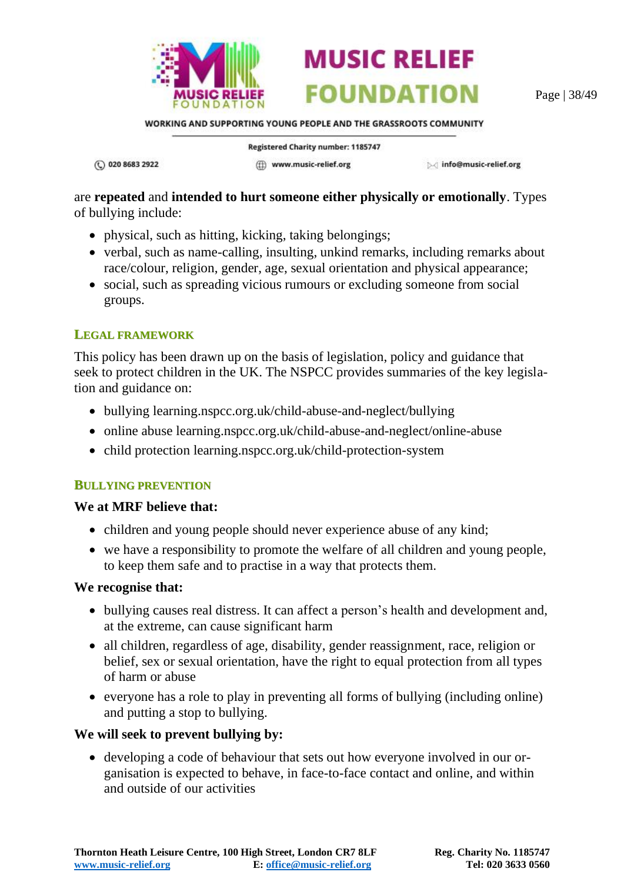are **repeated** and **intended to hurt someone either physically or emotionally**. Types of bullying include:

- physical, such as hitting, kicking, taking belongings;
- verbal, such as name-calling, insulting, unkind remarks, including remarks about race/colour, religion, gender, age, sexual orientation and physical appearance;
- social, such as spreading vicious rumours or excluding someone from social groups.

### Legal Framework

This policy has been drawn up on the basis of legislation, policy and guidance that seek to protect children in the UK. The NSPCC provides summaries of the key legislation and guidance on:

- bullying learning.nspcc.org.uk/child-abuse-and-neglect/bullying
- online abuse learning.nspcc.org.uk/child-abuse-and-neglect/online-abuse
- child protection learning.nspcc.org.uk/child-protection-system

### Bullying Prevention

**We at MRF believe that:**

- children and young people should never experience abuse of any kind;
- we have a responsibility to promote the welfare of all children and young people, to keep them safe and to practise in a way that protects them.

**We recognise that:**

- bullying causes real distress. It can affect a person's health and development and, at the extreme, can cause significant harm
- all children, regardless of age, disability, gender reassignment, race, religion or belief, sex or sexual orientation, have the right to equal protection from all types of harm or abuse
- everyone has a role to play in preventing all forms of bullying (including online) and putting a stop to bullying.

**We will seek to prevent bullying by:**

- developing a code of behaviour that sets out how everyone involved in our organisation is expected to behave, in face-to-face contact and online, and within and outside of our activities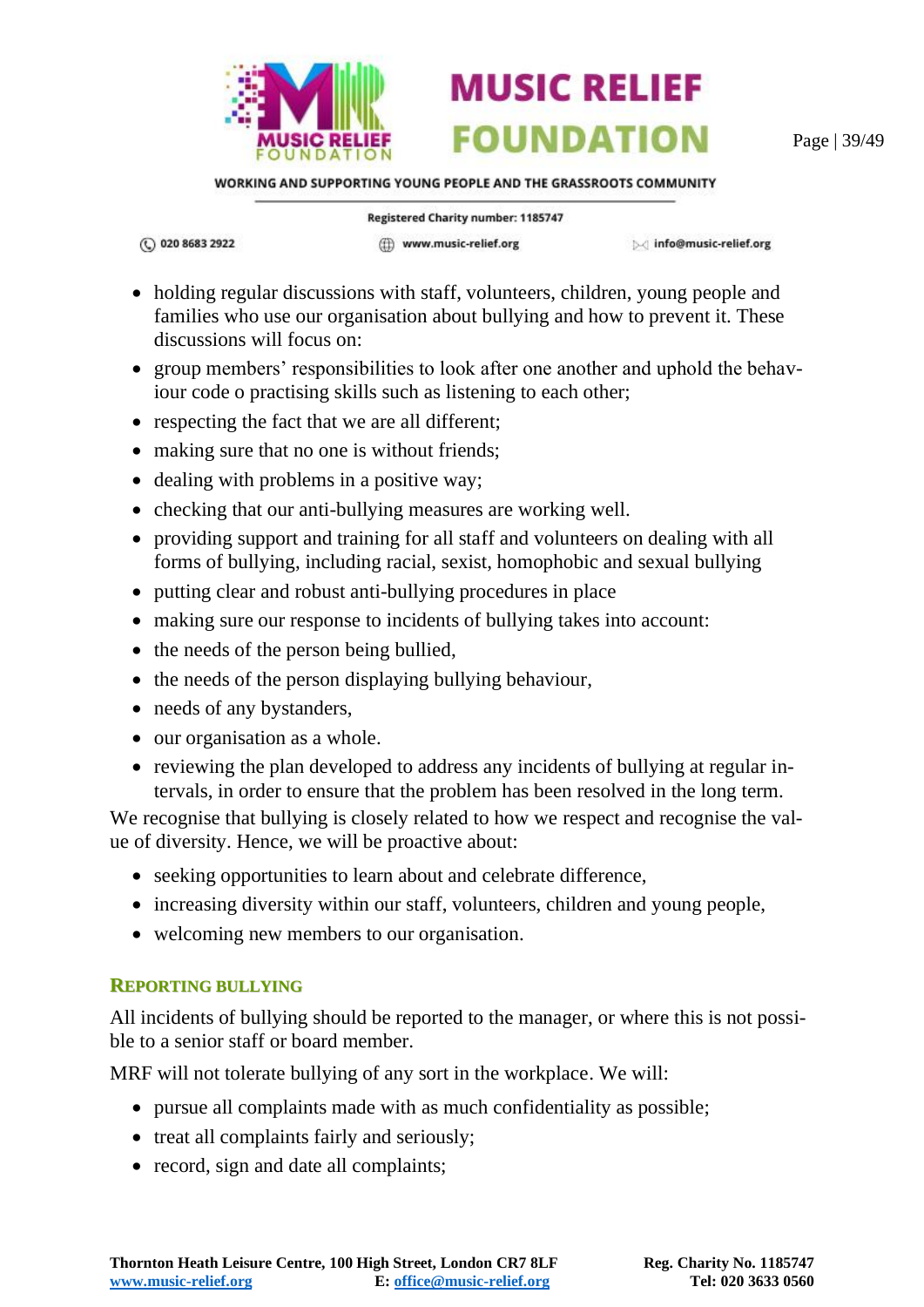- holding regular discussions with staff, volunteers, children, young people and families who use our organisation about bullying and how to prevent it. These discussions will focus on:
- group members' responsibilities to look after one another and uphold the behaviour code o practising skills such as listening to each other;
- respecting the fact that we are all different;
- making sure that no one is without friends;
- dealing with problems in a positive way;
- checking that our anti-bullying measures are working well.
- providing support and training for all staff and volunteers on dealing with all forms of bullying, including racial, sexist, homophobic and sexual bullying
- putting clear and robust anti-bullying procedures in place
- making sure our response to incidents of bullying takes into account:
- the needs of the person being bullied,
- the needs of the person displaying bullying behaviour,
- needs of any bystanders,
- our organisation as a whole.
- reviewing the plan developed to address any incidents of bullying at regular intervals, in order to ensure that the problem has been resolved in the long term.

We recognise that bullying is closely related to how we respect and recognise the value of diversity. Hence, we will be proactive about:

- seeking opportunities to learn about and celebrate difference,
- increasing diversity within our staff, volunteers, children and young people,
- welcoming new members to our organisation.

### Reporting bullying

All incidents of bullying should be reported to the manager, or where this is not possible to a senior staff or board member.

MRF will not tolerate bullying of any sort in the workplace. We will:

- pursue all complaints made with as much confidentiality as possible;
- treat all complaints fairly and seriously;
- record, sign and date all complaints;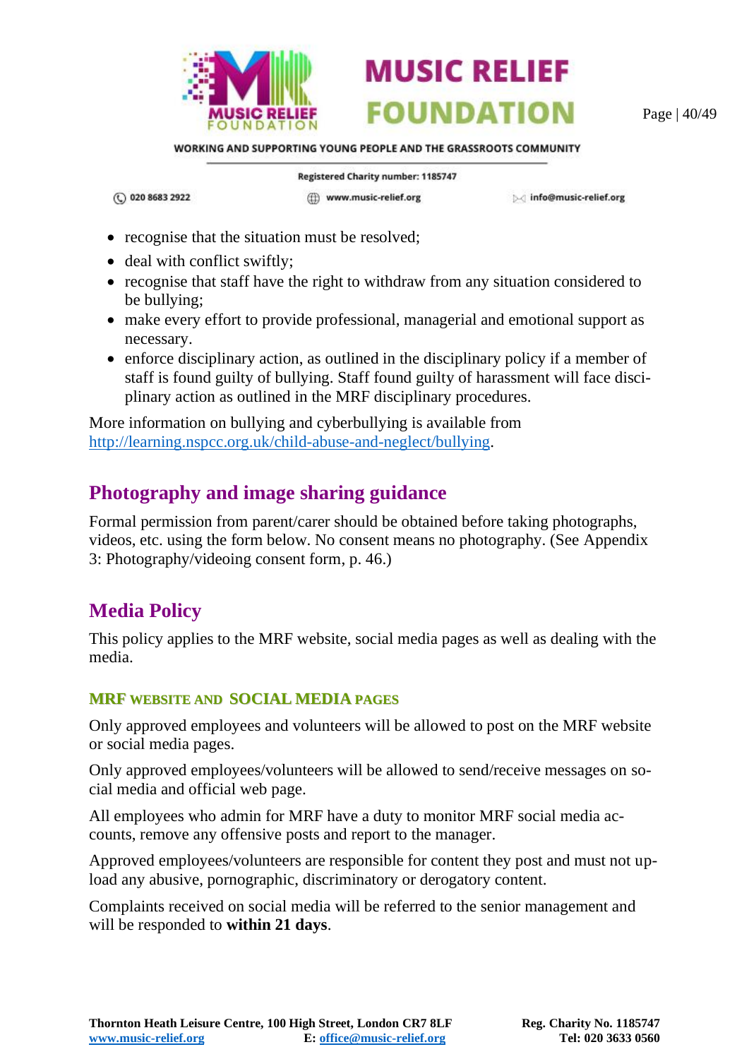- recognise that the situation must be resolved;
- deal with conflict swiftly;
- recognise that staff have the right to withdraw from any situation considered to be bullying;
- make every effort to provide professional, managerial and emotional support as necessary.
- enforce disciplinary action, as outlined in the disciplinary policy if a member of staff is found guilty of bullying. Staff found guilty of harassment will face disciplinary action as outlined in the MRF disciplinary procedures.

More information on bullying and cyberbullying is available from [http://learning.nspcc.org.uk/child-abuse-and-neglect/bullying](http://learning.nspcc.org.uk/child-abuse-and-neglect/bullying).

## Photography and image sharing guidance

Formal permission from parent/carer should be obtained before taking photographs, videos, etc. using the form below. No consent means no photography. (See Appendix 3: Photography/videoing consent form, p. 46.)

## Media Policy

This policy applies to the MRF website, social media pages as well as dealing with the media.

### MRF website and Social Media pages

Only approved employees and volunteers will be allowed to post on the MRF website or social media pages.

Only approved employees/volunteers will be allowed to send/receive messages on social media and official web page.

All employees who admin for MRF have a duty to monitor MRF social media accounts, remove any offensive posts and report to the manager.

Approved employees/volunteers are responsible for content they post and must not upload any abusive, pornographic, discriminatory or derogatory content.

Complaints received on social media will be referred to the senior management and will be responded to **within 21 days**.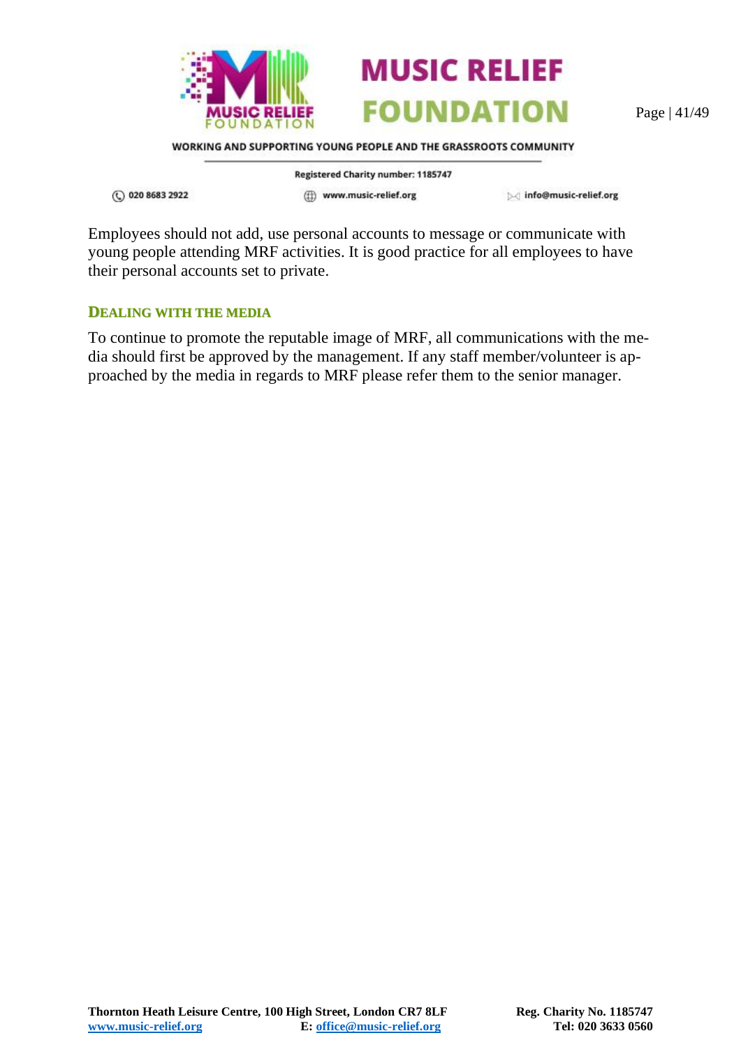Employees should not add, use personal accounts to message or communicate with young people attending MRF activities. It is good practice for all employees to have their personal accounts set to private.

### DEALING WITH THE MEDIA

To continue to promote the reputable image of MRF, all communications with the media should first be approved by the management. If any staff member/volunteer is approached by the media in regards to MRF please refer them to the senior manager.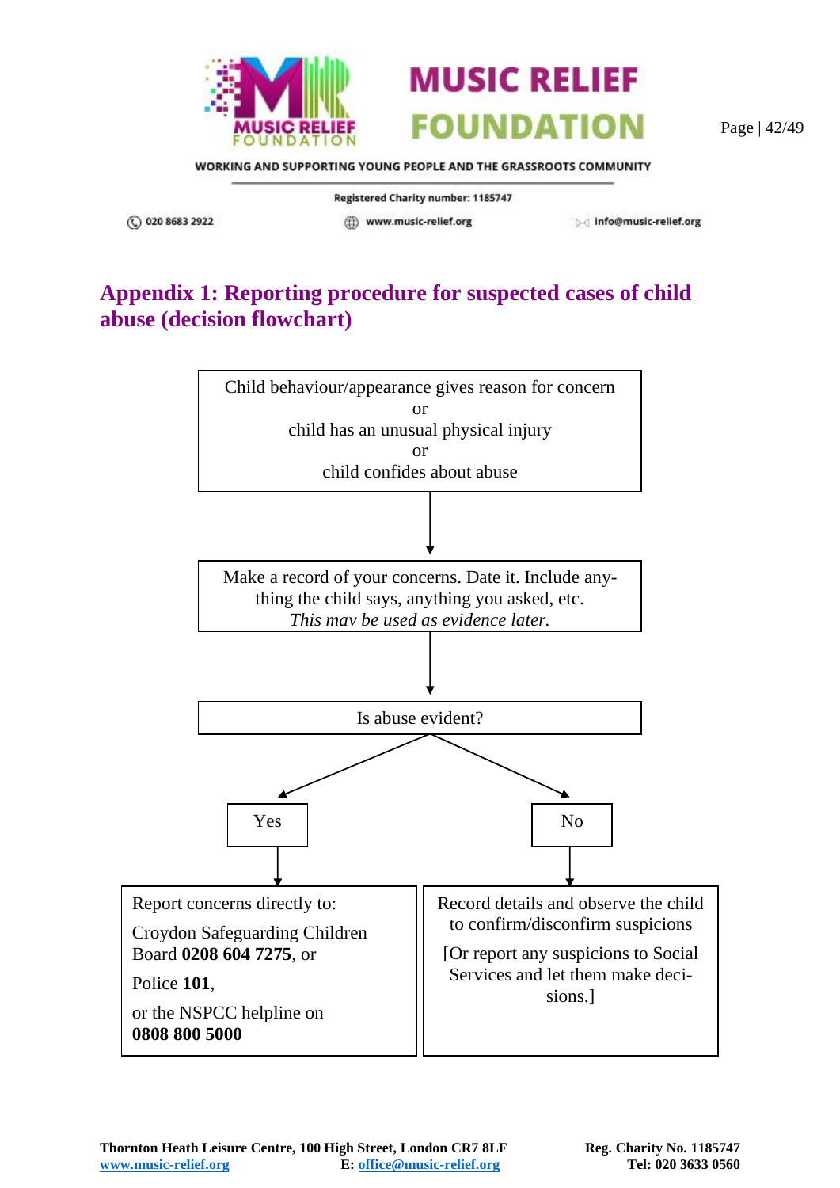## Appendix 1: Reporting procedure for suspected cases of child abuse (decision flowchart)

Child behaviour/appearance gives reason for concern
or
child has an unusual physical injury
or
child confides about abuse

↓

Make a record of your concerns. Date it. Include anything the child says, anything you asked, etc.
*This may be used as evidence later.*

↓

Is abuse evident?

**Yes** ↓

Report concerns directly to:

Croydon Safeguarding Children Board **0208 604 7275**, or

Police **101**,

or the NSPCC helpline on **0808 800 5000**

**No** ↓

Record details and observe the child to confirm/disconfirm suspicions

[Or report any suspicions to Social Services and let them make decisions.]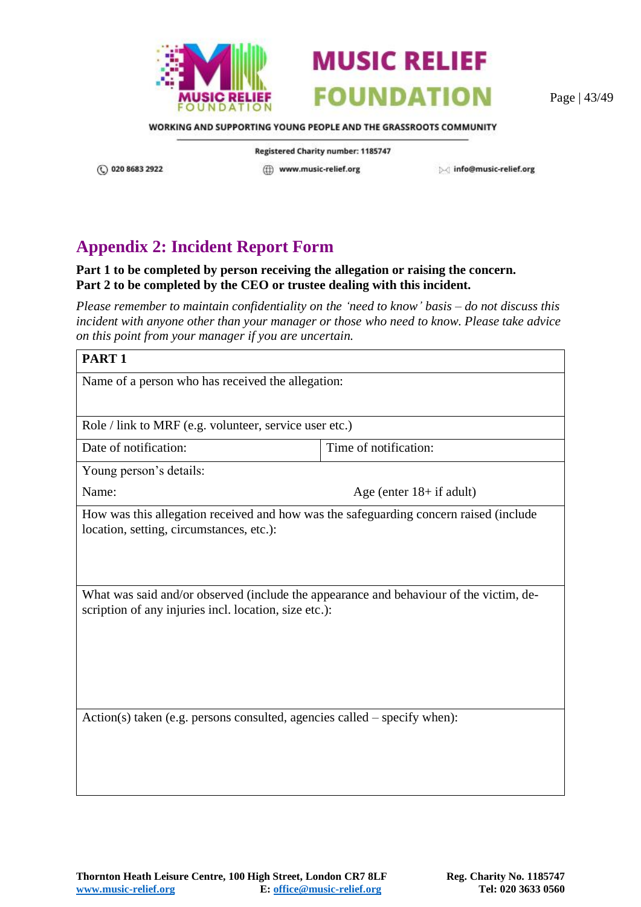## Appendix 2: Incident Report Form

**Part 1 to be completed by person receiving the allegation or raising the concern.**
**Part 2 to be completed by the CEO or trustee dealing with this incident.**

*Please remember to maintain confidentiality on the 'need to know' basis – do not discuss this incident with anyone other than your manager or those who need to know. Please take advice on this point from your manager if you are uncertain.*

| **PART 1** | |
|---|---|
| Name of a person who has received the allegation: | |
| Role / link to MRF (e.g. volunteer, service user etc.) | |
| Date of notification: | Time of notification: |
| Young person's details:<br>Name: | <br>Age (enter 18+ if adult) |
| How was this allegation received and how was the safeguarding concern raised (include location, setting, circumstances, etc.): | |
| What was said and/or observed (include the appearance and behaviour of the victim, description of any injuries incl. location, size etc.): | |
| Action(s) taken (e.g. persons consulted, agencies called – specify when): | |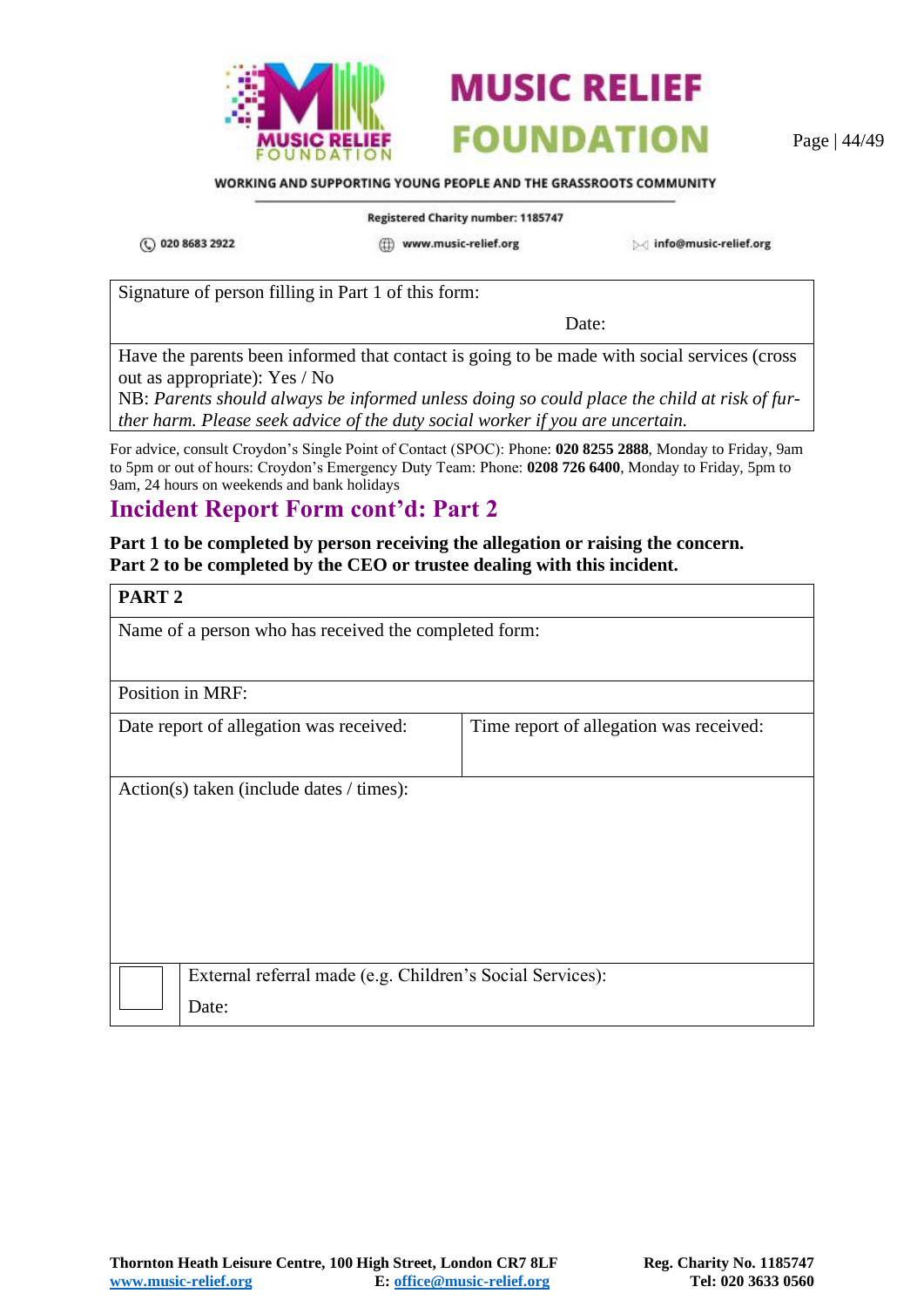| Signature of person filling in Part 1 of this form: Date: |
|---|
| Have the parents been informed that contact is going to be made with social services (cross out as appropriate): Yes / No<br>NB: *Parents should always be informed unless doing so could place the child at risk of further harm. Please seek advice of the duty social worker if you are uncertain.* |

For advice, consult Croydon's Single Point of Contact (SPOC): Phone: **020 8255 2888**, Monday to Friday, 9am to 5pm or out of hours: Croydon's Emergency Duty Team: Phone: **0208 726 6400**, Monday to Friday, 5pm to 9am, 24 hours on weekends and bank holidays

## Incident Report Form cont'd: Part 2

**Part 1 to be completed by person receiving the allegation or raising the concern.**
**Part 2 to be completed by the CEO or trustee dealing with this incident.**

| **PART 2** | |
|---|---|
| Name of a person who has received the completed form: | |
| Position in MRF: | |
| Date report of allegation was received: | Time report of allegation was received: |
| Action(s) taken (include dates / times): | |
| ☐ | External referral made (e.g. Children's Social Services):<br>Date: |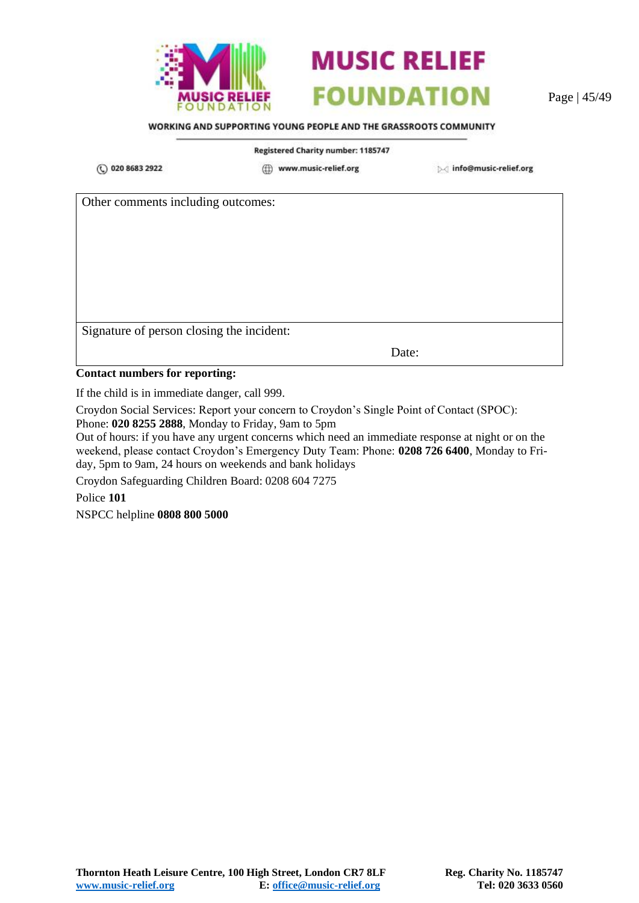| Other comments including outcomes: |
|---|
| Signature of person closing the incident: Date: |

**Contact numbers for reporting:**

If the child is in immediate danger, call 999.

Croydon Social Services: Report your concern to Croydon's Single Point of Contact (SPOC):
Phone: **020 8255 2888**, Monday to Friday, 9am to 5pm
Out of hours: if you have any urgent concerns which need an immediate response at night or on the weekend, please contact Croydon's Emergency Duty Team: Phone: **0208 726 6400**, Monday to Friday, 5pm to 9am, 24 hours on weekends and bank holidays

Croydon Safeguarding Children Board: 0208 604 7275

Police **101**

NSPCC helpline **0808 800 5000**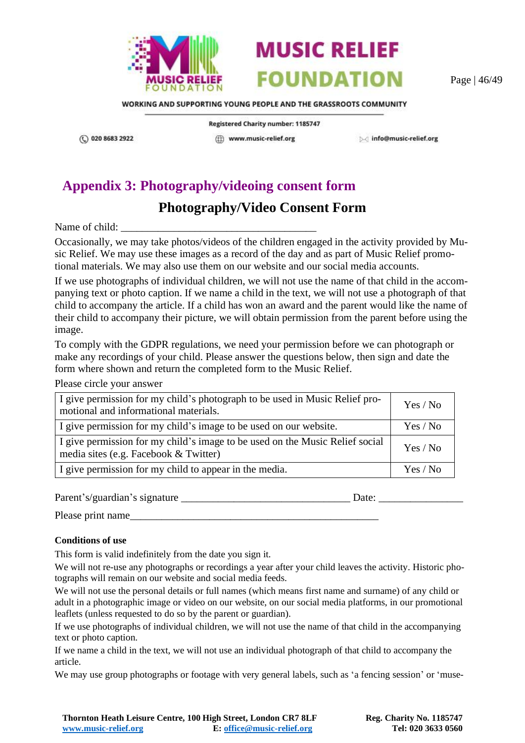## Appendix 3: Photography/videoing consent form

### Photography/Video Consent Form

Name of child: ____________________________________

Occasionally, we may take photos/videos of the children engaged in the activity provided by Music Relief. We may use these images as a record of the day and as part of Music Relief promotional materials. We may also use them on our website and our social media accounts.

If we use photographs of individual children, we will not use the name of that child in the accompanying text or photo caption. If we name a child in the text, we will not use a photograph of that child to accompany the article. If a child has won an award and the parent would like the name of their child to accompany their picture, we will obtain permission from the parent before using the image.

To comply with the GDPR regulations, we need your permission before we can photograph or make any recordings of your child. Please answer the questions below, then sign and date the form where shown and return the completed form to the Music Relief.

Please circle your answer

| | |
|---|---|
| I give permission for my child's photograph to be used in Music Relief promotional and informational materials. | Yes / No |
| I give permission for my child's image to be used on our website. | Yes / No |
| I give permission for my child's image to be used on the Music Relief social media sites (e.g. Facebook & Twitter) | Yes / No |
| I give permission for my child to appear in the media. | Yes / No |

Parent's/guardian's signature _______________________________ Date: _______________

Please print name______________________________________________

**Conditions of use**

This form is valid indefinitely from the date you sign it.

We will not re-use any photographs or recordings a year after your child leaves the activity. Historic photographs will remain on our website and social media feeds.

We will not use the personal details or full names (which means first name and surname) of any child or adult in a photographic image or video on our website, on our social media platforms, in our promotional leaflets (unless requested to do so by the parent or guardian).

If we use photographs of individual children, we will not use the name of that child in the accompanying text or photo caption.

If we name a child in the text, we will not use an individual photograph of that child to accompany the article.

We may use group photographs or footage with very general labels, such as 'a fencing session' or 'muse-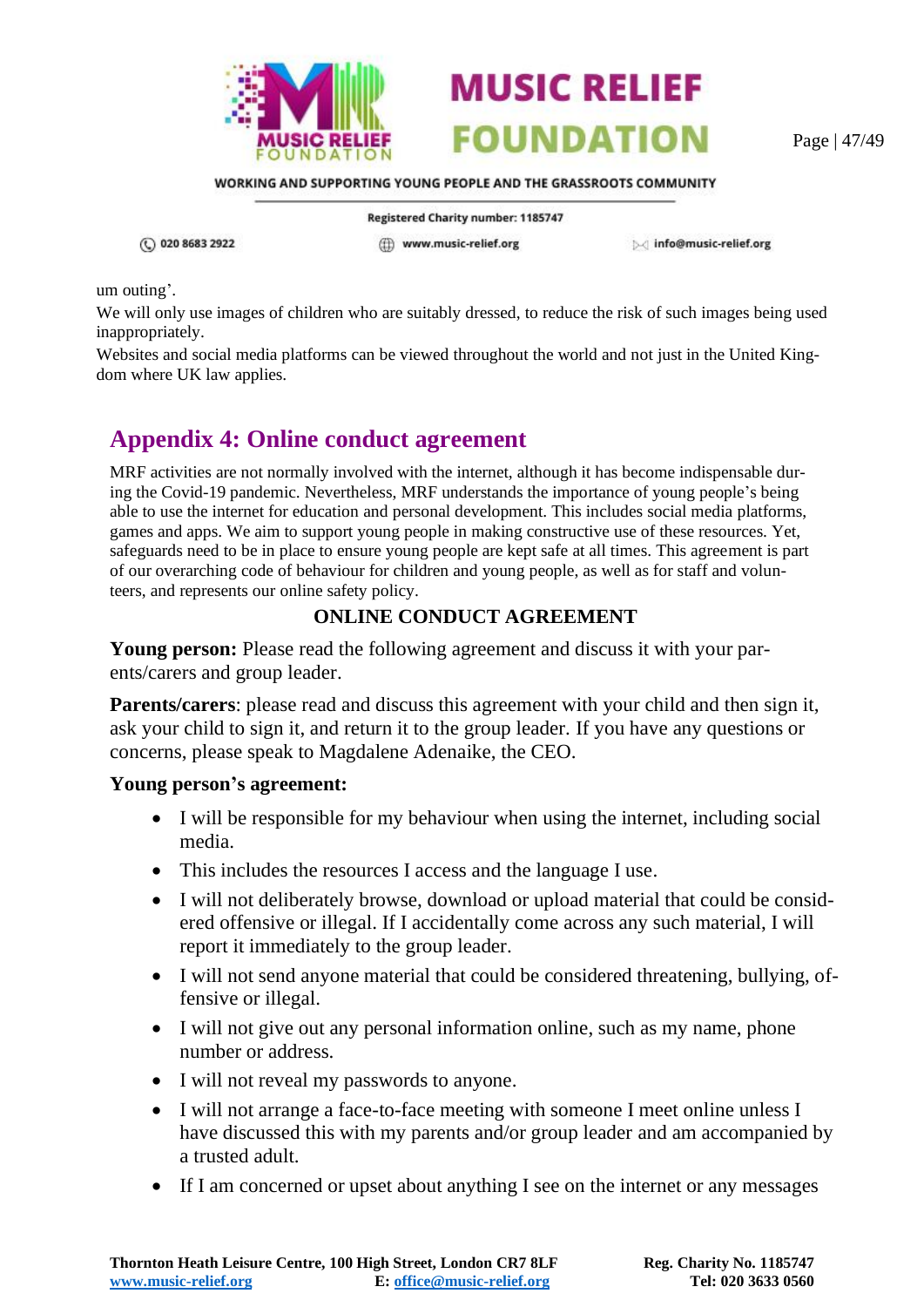um outing'.

We will only use images of children who are suitably dressed, to reduce the risk of such images being used inappropriately.

Websites and social media platforms can be viewed throughout the world and not just in the United Kingdom where UK law applies.

## Appendix 4: Online conduct agreement

MRF activities are not normally involved with the internet, although it has become indispensable during the Covid-19 pandemic. Nevertheless, MRF understands the importance of young people's being able to use the internet for education and personal development. This includes social media platforms, games and apps. We aim to support young people in making constructive use of these resources. Yet, safeguards need to be in place to ensure young people are kept safe at all times. This agreement is part of our overarching code of behaviour for children and young people, as well as for staff and volunteers, and represents our online safety policy.

**ONLINE CONDUCT AGREEMENT**

**Young person:** Please read the following agreement and discuss it with your parents/carers and group leader.

**Parents/carers**: please read and discuss this agreement with your child and then sign it, ask your child to sign it, and return it to the group leader. If you have any questions or concerns, please speak to Magdalene Adenaike, the CEO.

**Young person's agreement:**

- I will be responsible for my behaviour when using the internet, including social media.
- This includes the resources I access and the language I use.
- I will not deliberately browse, download or upload material that could be considered offensive or illegal. If I accidentally come across any such material, I will report it immediately to the group leader.
- I will not send anyone material that could be considered threatening, bullying, offensive or illegal.
- I will not give out any personal information online, such as my name, phone number or address.
- I will not reveal my passwords to anyone.
- I will not arrange a face-to-face meeting with someone I meet online unless I have discussed this with my parents and/or group leader and am accompanied by a trusted adult.
- If I am concerned or upset about anything I see on the internet or any messages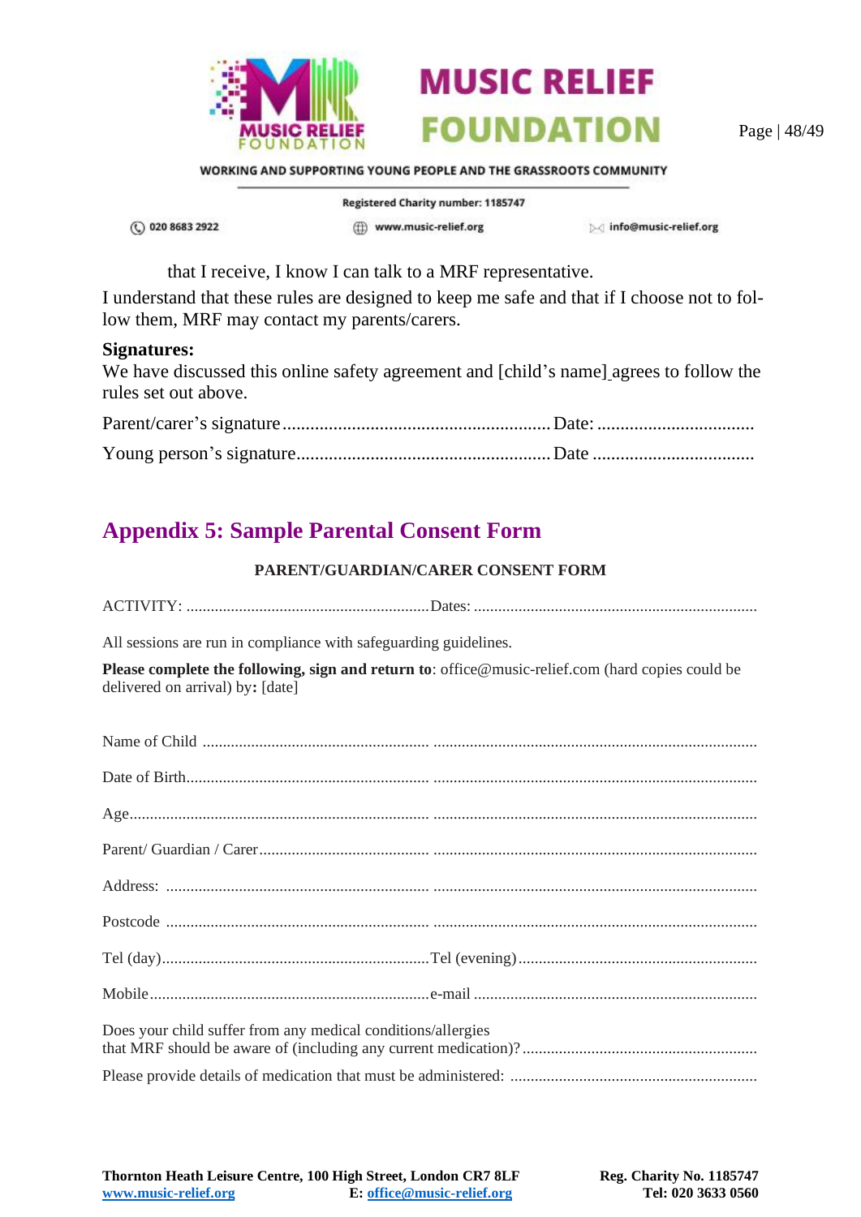that I receive, I know I can talk to a MRF representative.

I understand that these rules are designed to keep me safe and that if I choose not to follow them, MRF may contact my parents/carers.

**Signatures:**

We have discussed this online safety agreement and [child's name] agrees to follow the rules set out above.

Parent/carer's signature ........................................................ Date: .................................

Young person's signature ..................................................... Date ..................................

## Appendix 5: Sample Parental Consent Form

**PARENT/GUARDIAN/CARER CONSENT FORM**

ACTIVITY: ........................................................... Dates: ....................................................................

All sessions are run in compliance with safeguarding guidelines.

**Please complete the following, sign and return to**: office@music-relief.com (hard copies could be delivered on arrival) by**:** [date]

Name of Child ....................................................... ...............................................................................

Date of Birth.......................................................... ...............................................................................

Age......................................................................... ...............................................................................

Parent/ Guardian / Carer......................................... ...............................................................................

Address: ............................................................... ...............................................................................

Postcode ............................................................... ...............................................................................

Tel (day)................................................................Tel (evening)..........................................................

Mobile...................................................................e-mail ....................................................................

Does your child suffer from any medical conditions/allergies that MRF should be aware of (including any current medication)?........................................................

Please provide details of medication that must be administered: ............................................................

**Thornton Heath Leisure Centre, 100 High Street, London CR7 8LF** **Reg. Charity No. 1185747**
**www.music-relief.org** **E: office@music-relief.org** **Tel: 020 3633 0560**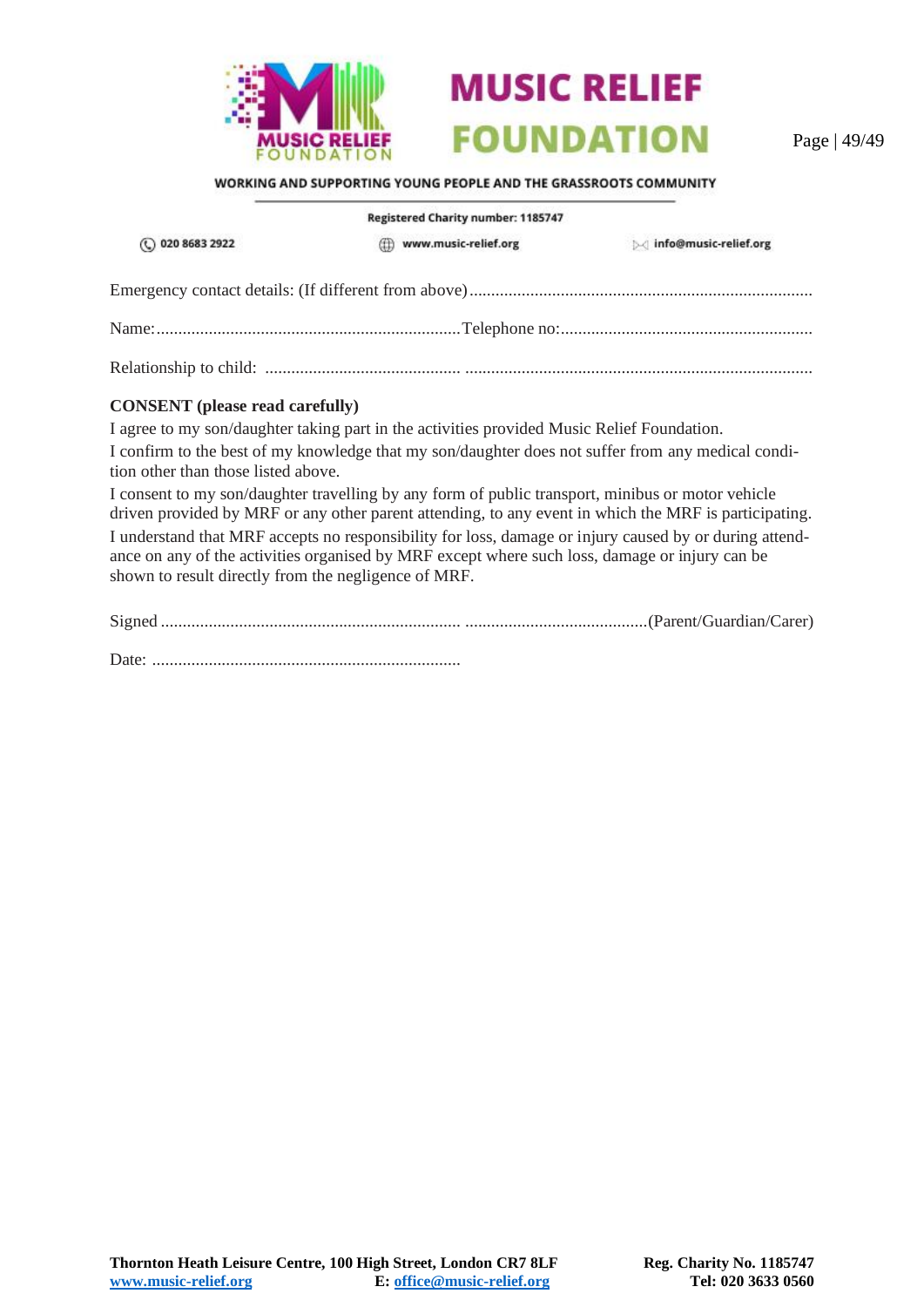Emergency contact details: (If different from above)...............................................................................

Name:......................................................................Telephone no:..........................................................

Relationship to child: ............................................ ...............................................................................

**CONSENT (please read carefully)**

I agree to my son/daughter taking part in the activities provided Music Relief Foundation.

I confirm to the best of my knowledge that my son/daughter does not suffer from any medical condition other than those listed above.

I consent to my son/daughter travelling by any form of public transport, minibus or motor vehicle driven provided by MRF or any other parent attending, to any event in which the MRF is participating.

I understand that MRF accepts no responsibility for loss, damage or injury caused by or during attendance on any of the activities organised by MRF except where such loss, damage or injury can be shown to result directly from the negligence of MRF.

Signed ..................................................................... ..........................................(Parent/Guardian/Carer)

Date: .......................................................................